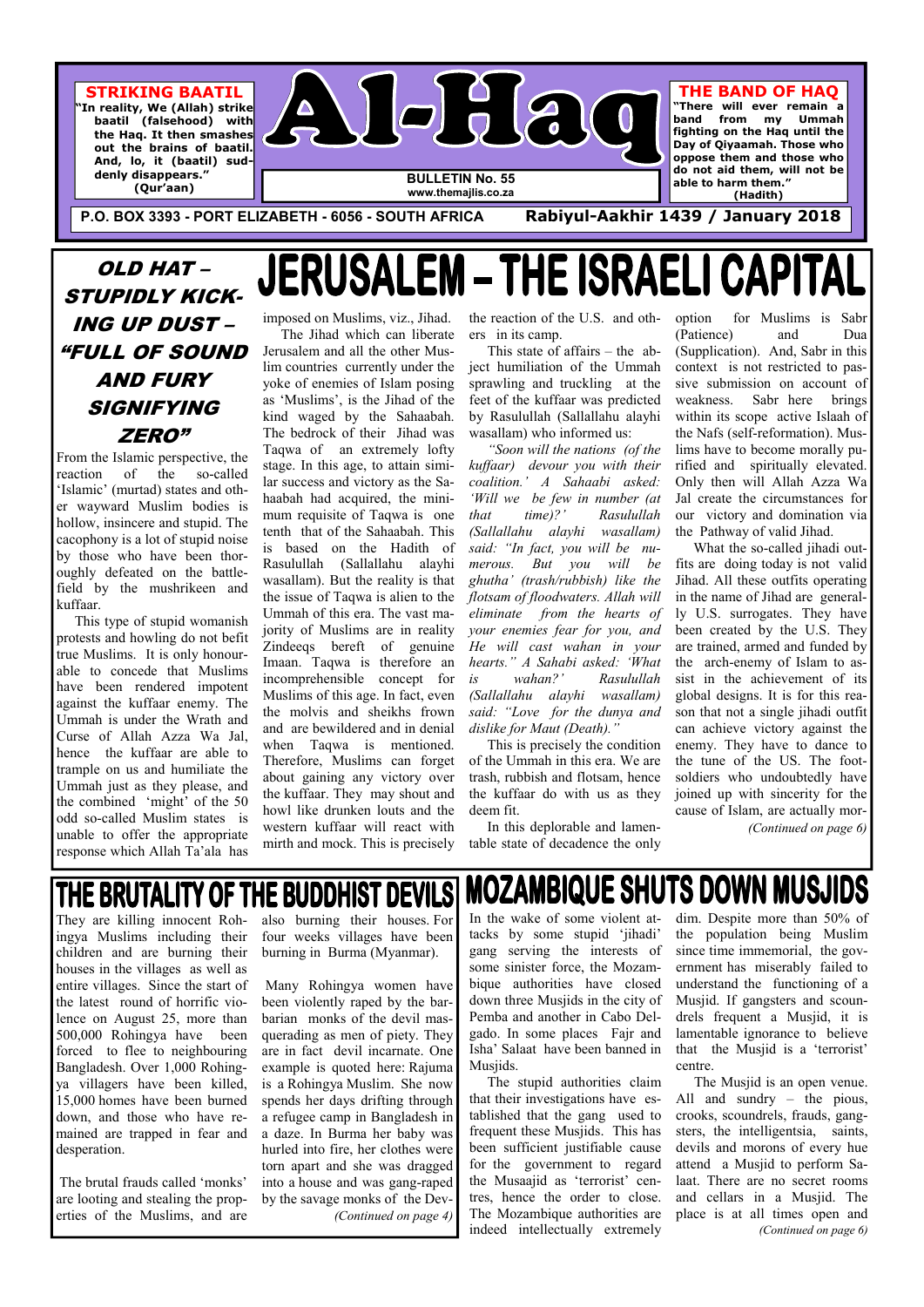# Al-Haq

**STRIKING BAATIL**

**"In reality, We (Allah) strike baatil (falsehood) with the Haq. It then smashes out the brains of baatil. And, lo, it (baatil) suddenly disappears."** **(Qur'aan)**

**BULLETIN No. 55**
**www.themajlis.co.za**

**THE BAND OF HAQ**

**"There will ever remain a band from my Ummah fighting on the Haq until the Day of Qiyaamah. Those who oppose them and those who do not aid them, will not be able to harm them."** **(Hadith)**

**P.O. BOX 3393 - PORT ELIZABETH - 6056 - SOUTH AFRICA**

**Rabiyul-Aakhir 1439 / January 2018**

# JERUSALEM – THE ISRAELI CAPITAL

## *OLD HAT – STUPIDLY KICKING UP DUST – "FULL OF SOUND AND FURY SIGNIFYING ZERO"*

From the Islamic perspective, the reaction of the so-called 'Islamic' (murtad) states and other wayward Muslim bodies is hollow, insincere and stupid. The cacophony is a lot of stupid noise by those who have been thoroughly defeated on the battlefield by the mushrikeen and kuffaar.

This type of stupid womanish protests and howling do not befit true Muslims. It is only honourable to concede that Muslims have been rendered impotent against the kuffaar enemy. The Ummah is under the Wrath and Curse of Allah Azza Wa Jal, hence the kuffaar are able to trample on us and humiliate the Ummah just as they please, and the combined 'might' of the 50 odd so-called Muslim states is unable to offer the appropriate response which Allah Ta'ala has imposed on Muslims, viz., Jihad.

The Jihad which can liberate Jerusalem and all the other Muslim countries currently under the yoke of enemies of Islam posing as 'Muslims', is the Jihad of the kind waged by the Sahaabah. The bedrock of their Jihad was Taqwa of an extremely lofty stage. In this age, to attain similar success and victory as the Sahaabah had acquired, the minimum requisite of Taqwa is one tenth that of the Sahaabah. This is based on the Hadith of Rasulullah (Sallallahu alayhi wasallam). But the reality is that the issue of Taqwa is alien to the Ummah of this era. The vast majority of Muslims are in reality Zindeeqs bereft of genuine Imaan. Taqwa is therefore an incomprehensible concept for Muslims of this age. In fact, even the molvis and sheikhs frown and are bewildered and in denial when Taqwa is mentioned. Therefore, Muslims can forget about gaining any victory over the kuffaar. They may shout and howl like drunken louts and the western kuffaar will react with mirth and mock. This is precisely the reaction of the U.S. and others in its camp.

This state of affairs – the abject humiliation of the Ummah sprawling and truckling at the feet of the kuffaar was predicted by Rasulullah (Sallallahu alayhi wasallam) who informed us:

*"Soon will the nations (of the kuffaar) devour you with their coalition.' A Sahaabi asked: 'Will we be few in number (at that time)?' Rasulullah (Sallallahu alayhi wasallam) said: "In fact, you will be numerous. But you will be ghutha' (trash/rubbish) like the flotsam of floodwaters. Allah will eliminate from the hearts of your enemies fear for you, and He will cast wahan in your hearts." A Sahabi asked: 'What is wahan?' Rasulullah (Sallallahu alayhi wasallam) said: "Love for the dunya and dislike for Maut (Death)."*

This is precisely the condition of the Ummah in this era. We are trash, rubbish and flotsam, hence the kuffaar do with us as they deem fit.

In this deplorable and lamentable state of decadence the only option for Muslims is Sabr (Patience) and Dua (Supplication). And, Sabr in this context is not restricted to passive submission on account of weakness. Sabr here brings within its scope active Islaah of the Nafs (self-reformation). Muslims have to become morally purified and spiritually elevated. Only then will Allah Azza Wa Jal create the circumstances for our victory and domination via the Pathway of valid Jihad.

What the so-called jihadi outfits are doing today is not valid Jihad. All these outfits operating in the name of Jihad are generally U.S. surrogates. They have been created by the U.S. They are trained, armed and funded by the arch-enemy of Islam to assist in the achievement of its global designs. It is for this reason that not a single jihadi outfit can achieve victory against the enemy. They have to dance to the tune of the US. The footsoldiers who undoubtedly have joined up with sincerity for the cause of Islam, are actually mor-

*(Continued on page 6)*

# THE BRUTALITY OF THE BUDDHIST DEVILS

They are killing innocent Rohingya Muslims including their children and are burning their houses in the villages as well as entire villages. Since the start of the latest round of horrific violence on August 25, more than 500,000 Rohingya have been forced to flee to neighbouring Bangladesh. Over 1,000 Rohingya villagers have been killed, 15,000 homes have been burned down, and those who have remained are trapped in fear and desperation.

The brutal frauds called 'monks' are looting and stealing the properties of the Muslims, and are also burning their houses. For four weeks villages have been burning in Burma (Myanmar).

Many Rohingya women have been violently raped by the barbarian monks of the devil masquerading as men of piety. They are in fact devil incarnate. One example is quoted here: Rajuma is a Rohingya Muslim. She now spends her days drifting through a refugee camp in Bangladesh in a daze. In Burma her baby was hurled into fire, her clothes were torn apart and she was dragged into a house and was gang-raped by the savage monks of the Dev-

*(Continued on page 4)*

# MOZAMBIQUE SHUTS DOWN MUSJIDS

In the wake of some violent attacks by some stupid 'jihadi' gang serving the interests of some sinister force, the Mozambique authorities have closed down three Musjids in the city of Pemba and another in Cabo Delgado. In some places Fajr and Isha' Salaat have been banned in Musjids.

The stupid authorities claim that their investigations have established that the gang used to frequent these Musjids. This has been sufficient justifiable cause for the government to regard the Musaajid as 'terrorist' centres, hence the order to close. The Mozambique authorities are indeed intellectually extremely dim. Despite more than 50% of the population being Muslim since time immemorial, the government has miserably failed to understand the functioning of a Musjid. If gangsters and scoundrels frequent a Musjid, it is lamentable ignorance to believe that the Musjid is a 'terrorist' centre.

The Musjid is an open venue. All and sundry – the pious, crooks, scoundrels, frauds, gangsters, the intelligentsia, saints, devils and morons of every hue attend a Musjid to perform Salaat. There are no secret rooms and cellars in a Musjid. The place is at all times open and

*(Continued on page 6)*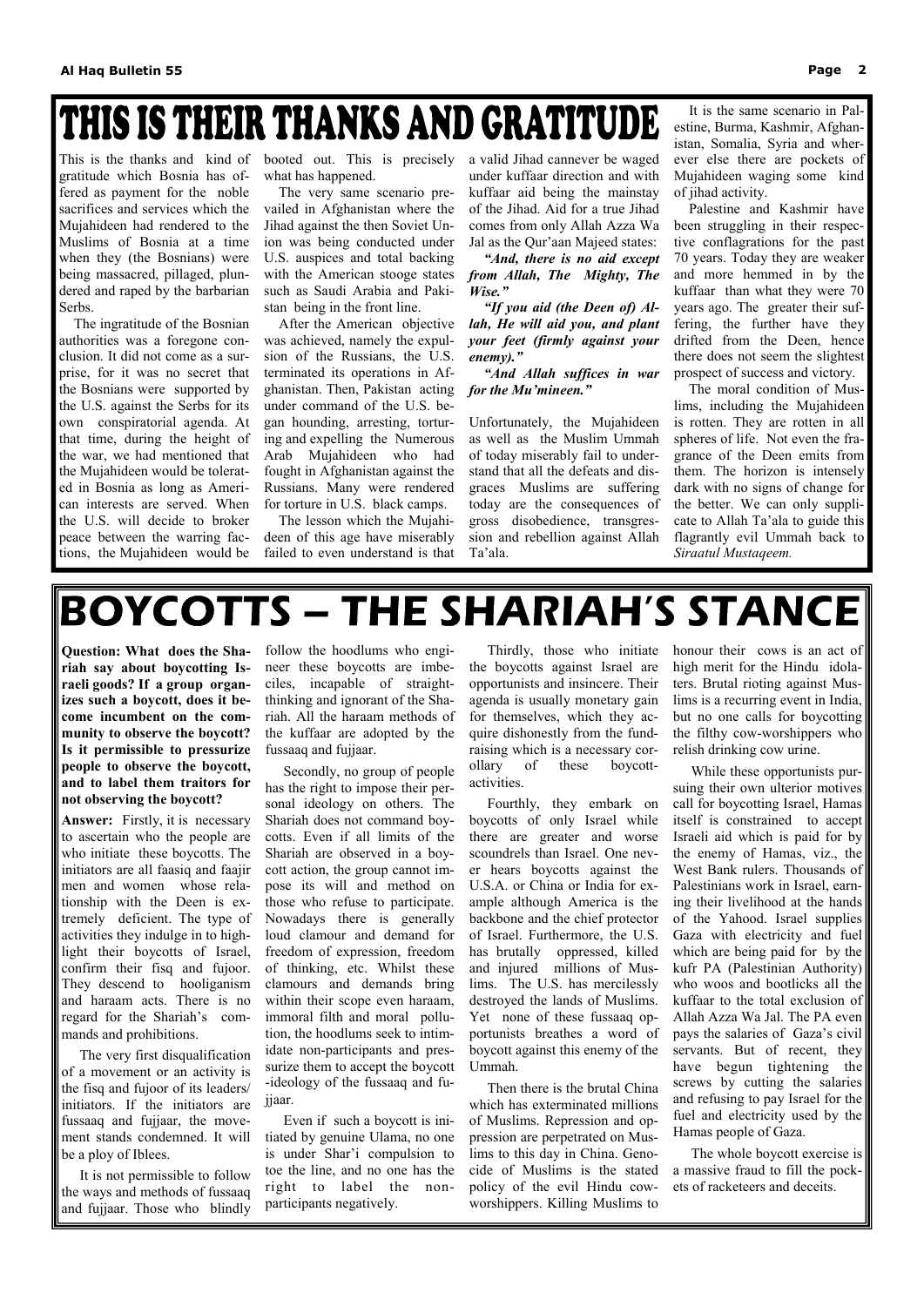# THIS IS THEIR THANKS AND GRATITUDE

This is the thanks and kind of gratitude which Bosnia has offered as payment for the noble sacrifices and services which the Mujahideen had rendered to the Muslims of Bosnia at a time when they (the Bosnians) were being massacred, pillaged, plundered and raped by the barbarian Serbs.

The ingratitude of the Bosnian authorities was a foregone conclusion. It did not come as a surprise, for it was no secret that the Bosnians were supported by the U.S. against the Serbs for its own conspiratorial agenda. At that time, during the height of the war, we had mentioned that the Mujahideen would be tolerated in Bosnia as long as American interests are served. When the U.S. will decide to broker peace between the warring factions, the Mujahideen would be booted out. This is precisely what has happened.

The very same scenario prevailed in Afghanistan where the Jihad against the then Soviet Union was being conducted under U.S. auspices and total backing with the American stooge states such as Saudi Arabia and Pakistan being in the front line.

After the American objective was achieved, namely the expulsion of the Russians, the U.S. terminated its operations in Afghanistan. Then, Pakistan acting under command of the U.S. began hounding, arresting, torturing and expelling the Numerous Arab Mujahideen who had fought in Afghanistan against the Russians. Many were rendered for torture in U.S. black camps.

The lesson which the Mujahideen of this age have miserably failed to even understand is that a valid Jihad cannever be waged under kuffaar direction and with kuffaar aid being the mainstay of the Jihad. Aid for a true Jihad comes from only Allah Azza Wa Jal as the Qur'aan Majeed states:

***"And, there is no aid except from Allah, The Mighty, The Wise."***

***"If you aid (the Deen of) Allah, He will aid you, and plant your feet (firmly against your enemy)."***

***"And Allah suffices in war for the Mu'mineen."***

Unfortunately, the Mujahideen as well as the Muslim Ummah of today miserably fail to understand that all the defeats and disgraces Muslims are suffering today are the consequences of gross disobedience, transgression and rebellion against Allah Ta'ala.

It is the same scenario in Palestine, Burma, Kashmir, Afghanistan, Somalia, Syria and wherever else there are pockets of Mujahideen waging some kind of jihad activity.

Palestine and Kashmir have been struggling in their respective conflagrations for the past 70 years. Today they are weaker and more hemmed in by the kuffaar than what they were 70 years ago. The greater their suffering, the further have they drifted from the Deen, hence there does not seem the slightest prospect of success and victory.

The moral condition of Muslims, including the Mujahideen is rotten. They are rotten in all spheres of life. Not even the fragrance of the Deen emits from them. The horizon is intensely dark with no signs of change for the better. We can only supplicate to Allah Ta'ala to guide this flagrantly evil Ummah back to *Siraatul Mustaqeem.*

# BOYCOTTS – THE SHARIAH'S STANCE

**Question: What does the Shariah say about boycotting Israeli goods? If a group organizes such a boycott, does it become incumbent on the community to observe the boycott? Is it permissible to pressurize people to observe the boycott, and to label them traitors for not observing the boycott?**

**Answer:** Firstly, it is necessary to ascertain who the people are who initiate these boycotts. The initiators are all faasiq and faajir men and women whose relationship with the Deen is extremely deficient. The type of activities they indulge in to highlight their boycotts of Israel, confirm their fisq and fujoor. They descend to hooliganism and haraam acts. There is no regard for the Shariah's commands and prohibitions.

The very first disqualification of a movement or an activity is the fisq and fujoor of its leaders/ initiators. If the initiators are fussaaq and fujjaar, the movement stands condemned. It will be a ploy of Iblees.

It is not permissible to follow the ways and methods of fussaaq and fujjaar. Those who blindly follow the hoodlums who engineer these boycotts are imbeciles, incapable of straight-thinking and ignorant of the Shariah. All the haraam methods of the kuffaar are adopted by the fussaaq and fujjaar.

Secondly, no group of people has the right to impose their personal ideology on others. The Shariah does not command boycotts. Even if all limits of the Shariah are observed in a boycott action, the group cannot impose its will and method on those who refuse to participate. Nowadays there is generally loud clamour and demand for freedom of expression, freedom of thinking, etc. Whilst these clamours and demands bring within their scope even haraam, immoral filth and moral pollution, the hoodlums seek to intimidate non-participants and pressurize them to accept the boycott -ideology of the fussaaq and fujjaar.

Even if such a boycott is initiated by genuine Ulama, no one is under Shar'i compulsion to toe the line, and no one has the right to label the non-participants negatively.

Thirdly, those who initiate the boycotts against Israel are opportunists and insincere. Their agenda is usually monetary gain for themselves, which they acquire dishonestly from the fund-raising which is a necessary corollary of these boycott-activities.

Fourthly, they embark on boycotts of only Israel while there are greater and worse scoundrels than Israel. One never hears boycotts against the U.S.A. or China or India for example although America is the backbone and the chief protector of Israel. Furthermore, the U.S. has brutally oppressed, killed and injured millions of Muslims. The U.S. has mercilessly destroyed the lands of Muslims. Yet none of these fussaaq opportunists breathes a word of boycott against this enemy of the Ummah.

Then there is the brutal China which has exterminated millions of Muslims. Repression and oppression are perpetrated on Muslims to this day in China. Genocide of Muslims is the stated policy of the evil Hindu cow-worshippers. Killing Muslims to honour their cows is an act of high merit for the Hindu idolaters. Brutal rioting against Muslims is a recurring event in India, but no one calls for boycotting the filthy cow-worshippers who relish drinking cow urine.

While these opportunists pursuing their own ulterior motives call for boycotting Israel, Hamas itself is constrained to accept Israeli aid which is paid for by the enemy of Hamas, viz., the West Bank rulers. Thousands of Palestinians work in Israel, earning their livelihood at the hands of the Yahood. Israel supplies Gaza with electricity and fuel which are being paid for by the kufr PA (Palestinian Authority) who woos and bootlicks all the kuffaar to the total exclusion of Allah Azza Wa Jal. The PA even pays the salaries of Gaza's civil servants. But of recent, they have begun tightening the screws by cutting the salaries and refusing to pay Israel for the fuel and electricity used by the Hamas people of Gaza.

The whole boycott exercise is a massive fraud to fill the pockets of racketeers and deceits.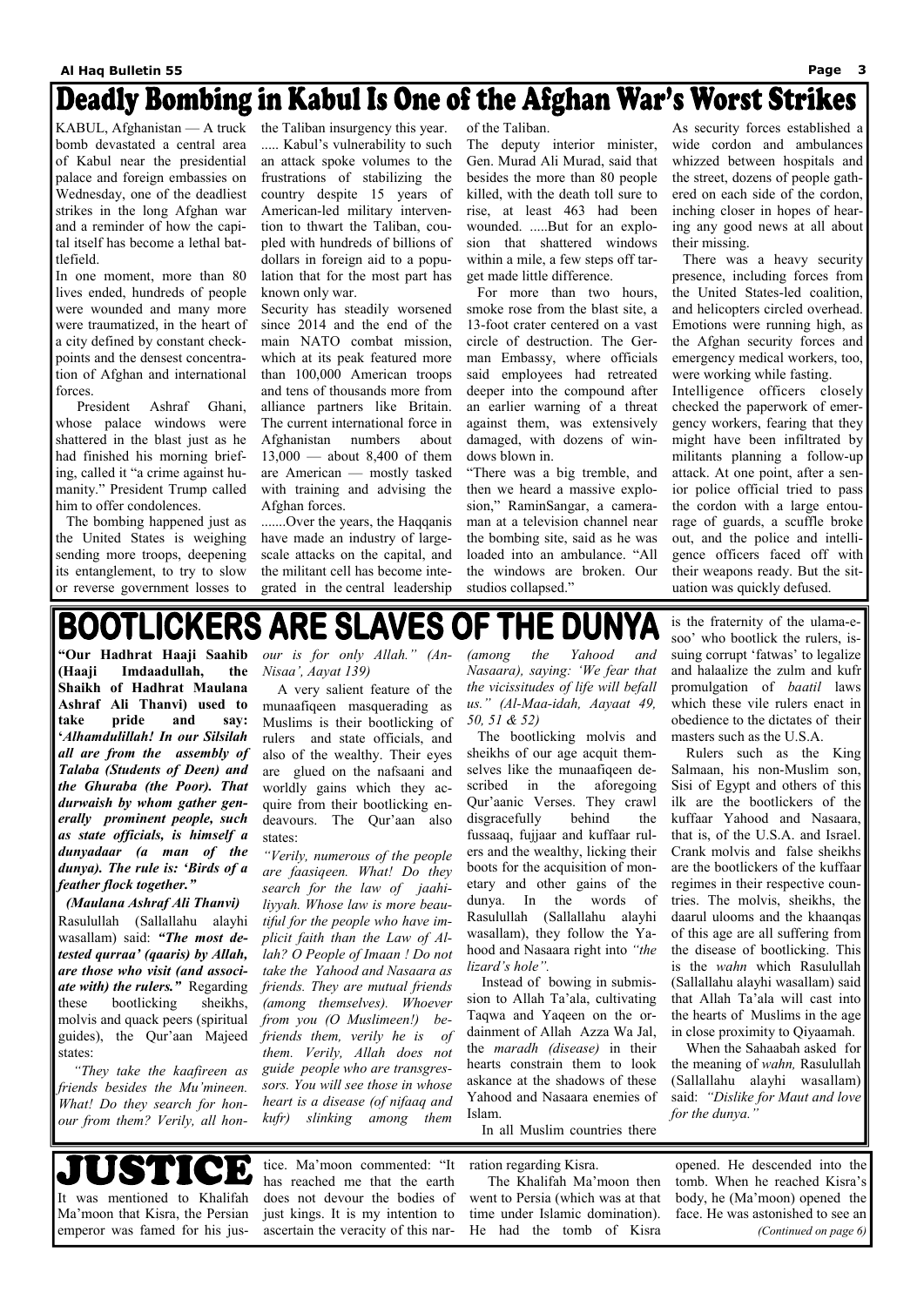# Deadly Bombing in Kabul Is One of the Afghan War's Worst Strikes

KABUL, Afghanistan — A truck bomb devastated a central area of Kabul near the presidential palace and foreign embassies on Wednesday, one of the deadliest strikes in the long Afghan war and a reminder of how the capital itself has become a lethal battlefield.

In one moment, more than 80 lives ended, hundreds of people were wounded and many more were traumatized, in the heart of a city defined by constant checkpoints and the densest concentration of Afghan and international forces.

President Ashraf Ghani, whose palace windows were shattered in the blast just as he had finished his morning briefing, called it "a crime against humanity." President Trump called him to offer condolences.

The bombing happened just as the United States is weighing sending more troops, deepening its entanglement, to try to slow or reverse government losses to the Taliban insurgency this year. ..... Kabul's vulnerability to such an attack spoke volumes to the frustrations of stabilizing the country despite 15 years of American-led military intervention to thwart the Taliban, coupled with hundreds of billions of dollars in foreign aid to a population that for the most part has known only war.

Security has steadily worsened since 2014 and the end of the main NATO combat mission, which at its peak featured more than 100,000 American troops and tens of thousands more from alliance partners like Britain. The current international force in Afghanistan numbers about 13,000 — about 8,400 of them are American — mostly tasked with training and advising the Afghan forces.

.......Over the years, the Haqqanis have made an industry of large-scale attacks on the capital, and the militant cell has become integrated in the central leadership of the Taliban.

The deputy interior minister, Gen. Murad Ali Murad, said that besides the more than 80 people killed, with the death toll sure to rise, at least 463 had been wounded. .....But for an explosion that shattered windows within a mile, a few steps off target made little difference.

For more than two hours, smoke rose from the blast site, a 13-foot crater centered on a vast circle of destruction. The German Embassy, where officials said employees had retreated deeper into the compound after an earlier warning of a threat against them, was extensively damaged, with dozens of windows blown in.

"There was a big tremble, and then we heard a massive explosion," RaminSangar, a cameraman at a television channel near the bombing site, said as he was loaded into an ambulance. "All the windows are broken. Our studios collapsed."

As security forces established a wide cordon and ambulances whizzed between hospitals and the street, dozens of people gathered on each side of the cordon, inching closer in hopes of hearing any good news at all about their missing.

There was a heavy security presence, including forces from the United States-led coalition, and helicopters circled overhead. Emotions were running high, as the Afghan security forces and emergency medical workers, too, were working while fasting.

Intelligence officers closely checked the paperwork of emergency workers, fearing that they might have been infiltrated by militants planning a follow-up attack. At one point, after a senior police official tried to pass the cordon with a large entourage of guards, a scuffle broke out, and the police and intelligence officers faced off with their weapons ready. But the situation was quickly defused.

# BOOTLICKERS ARE SLAVES OF THE DUNYA

**"Our Hadhrat Haaji Saahib (Haaji Imdaadullah, the Shaikh of Hadhrat Maulana Ashraf Ali Thanvi) used to take pride and say: '*Alhamdulillah! In our Silsilah all are from the assembly of Talaba (Students of Deen) and the Ghuraba (the Poor). That durwaish by whom gather generally prominent people, such as state officials, is himself a dunyadaar (a man of the dunya). The rule is: 'Birds of a feather flock together."***

***(Maulana Ashraf Ali Thanvi)***

Rasulullah (Sallallahu alayhi wasallam) said: ***"The most detested qurraa' (qaaris) by Allah, are those who visit (and associate with) the rulers."*** Regarding these bootlicking sheikhs, molvis and quack peers (spiritual guides), the Qur'aan Majeed states:

*"They take the kaafireen as friends besides the Mu'mineen. What! Do they search for honour from them? Verily, all honour is for only Allah." (An-Nisaa', Aayat 139)*

A very salient feature of the munaafiqeen masquerading as Muslims is their bootlicking of rulers and state officials, and also of the wealthy. Their eyes are glued on the nafsaani and worldly gains which they acquire from their bootlicking endeavours. The Qur'aan also states:

*"Verily, numerous of the people are faasiqeen. What! Do they search for the law of jaahiliyyah. Whose law is more beautiful for the people who have implicit faith than the Law of Allah? O People of Imaan ! Do not take the Yahood and Nasaara as friends. They are mutual friends (among themselves). Whoever from you (O Muslimeen!) befriends them, verily he is of them. Verily, Allah does not guide people who are transgressors. You will see those in whose heart is a disease (of nifaaq and kufr) slinking among them (among the Yahood and Nasaara), saying: 'We fear that the vicissitudes of life will befall us." (Al-Maa-idah, Aayaat 49, 50, 51 & 52)*

The bootlicking molvis and sheikhs of our age acquit themselves like the munaafiqeen described in the aforegoing Qur'aanic Verses. They crawl disgracefully behind the fussaaq, fujjaar and kuffaar rulers and the wealthy, licking their boots for the acquisition of monetary and other gains of the dunya. In the words of Rasulullah (Sallallahu alayhi wasallam), they follow the Yahood and Nasaara right into *"the lizard's hole".*

Instead of bowing in submission to Allah Ta'ala, cultivating Taqwa and Yaqeen on the ordainment of Allah Azza Wa Jal, the *maradh (disease)* in their hearts constrain them to look askance at the shadows of these Yahood and Nasaara enemies of Islam.

In all Muslim countries there is the fraternity of the ulama-e-soo' who bootlick the rulers, issuing corrupt 'fatwas' to legalize and halaalize the zulm and kufr promulgation of *baatil* laws which these vile rulers enact in obedience to the dictates of their masters such as the U.S.A.

Rulers such as the King Salmaan, his non-Muslim son, Sisi of Egypt and others of this ilk are the bootlickers of the kuffaar Yahood and Nasaara, that is, of the U.S.A. and Israel. Crank molvis and false sheikhs are the bootlickers of the kuffaar regimes in their respective countries. The molvis, sheikhs, the daarul ulooms and the khaanqas of this age are all suffering from the disease of bootlicking. This is the *wahn* which Rasulullah (Sallallahu alayhi wasallam) said that Allah Ta'ala will cast into the hearts of Muslims in the age in close proximity to Qiyaamah.

When the Sahaabah asked for the meaning of *wahn,* Rasulullah (Sallallahu alayhi wasallam) said: *"Dislike for Maut and love for the dunya."*

# JUSTICE

It was mentioned to Khalifah Ma'moon that Kisra, the Persian emperor was famed for his justice. Ma'moon commented: "It has reached me that the earth does not devour the bodies of just kings. It is my intention to ascertain the veracity of this narration regarding Kisra.

The Khalifah Ma'moon then went to Persia (which was at that time under Islamic domination). He had the tomb of Kisra opened. He descended into the tomb. When he reached Kisra's body, he (Ma'moon) opened the face. He was astonished to see an *(Continued on page 6)*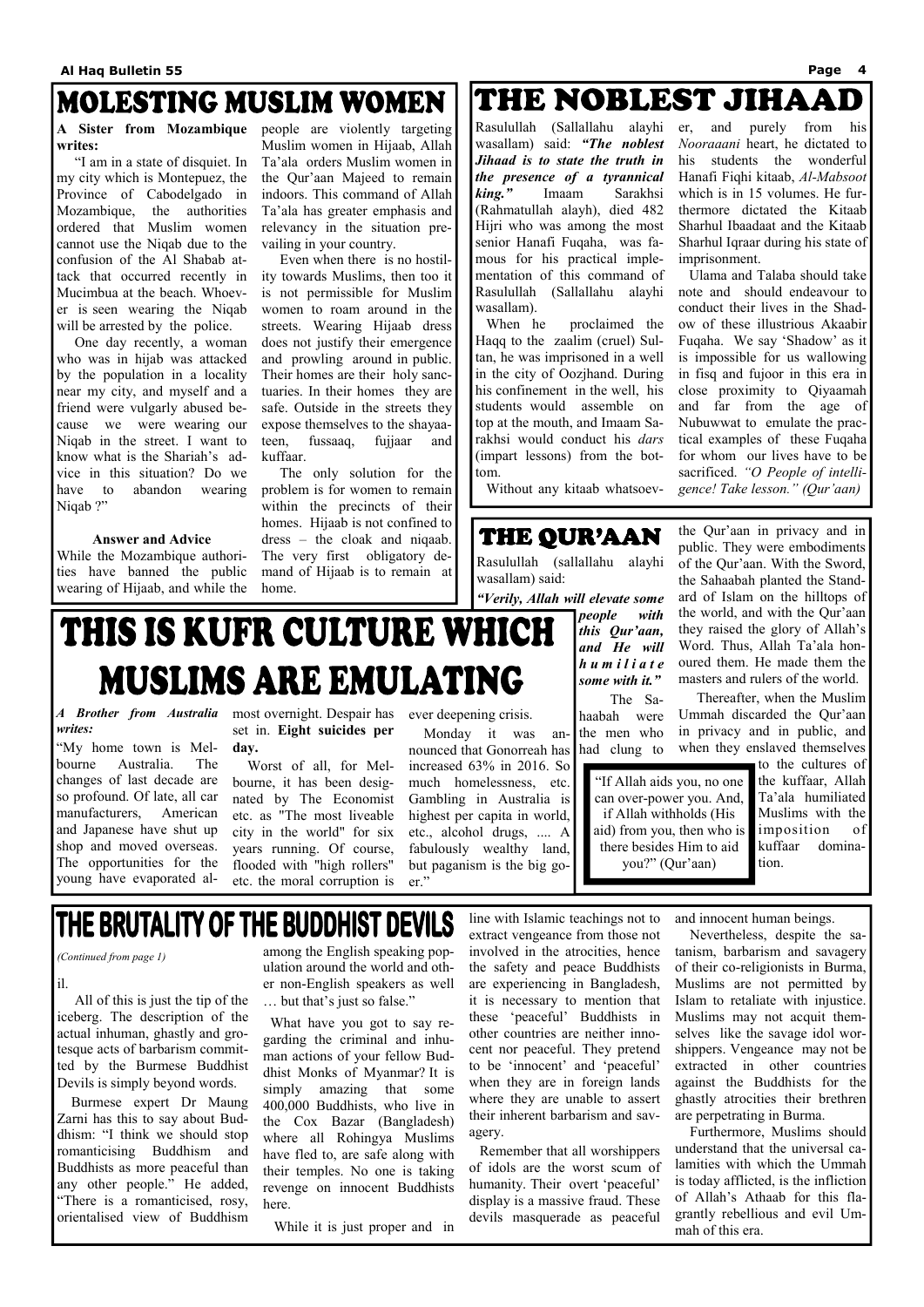# MOLESTING MUSLIM WOMEN

**A Sister from Mozambique writes:**

"I am in a state of disquiet. In my city which is Montepuez, the Province of Cabodelgado in Mozambique, the authorities ordered that Muslim women cannot use the Niqab due to the confusion of the Al Shabab attack that occurred recently in Mucimbua at the beach. Whoever is seen wearing the Niqab will be arrested by the police.

One day recently, a woman who was in hijab was attacked by the population in a locality near my city, and myself and a friend were vulgarly abused because we were wearing our Niqab in the street. I want to know what is the Shariah's advice in this situation? Do we have to abandon wearing Niqab ?"

**Answer and Advice**

While the Mozambique authorities have banned the public wearing of Hijaab, and while the people are violently targeting Muslim women in Hijaab, Allah Ta'ala orders Muslim women in the Qur'aan Majeed to remain indoors. This command of Allah Ta'ala has greater emphasis and relevancy in the situation prevailing in your country.

Even when there is no hostility towards Muslims, then too it is not permissible for Muslim women to roam around in the streets. Wearing Hijaab dress does not justify their emergence and prowling around in public. Their homes are their holy sanctuaries. In their homes they are safe. Outside in the streets they expose themselves to the shayaateen, fussaaq, fujjaar and kuffaar.

The only solution for the problem is for women to remain within the precincts of their homes. Hijaab is not confined to dress – the cloak and niqaab. The very first obligatory demand of Hijaab is to remain at home.

# THE NOBLEST JIHAAD

Rasulullah (Sallallahu alayhi wasallam) said: ***"The noblest Jihaad is to state the truth in the presence of a tyrannical king."*** Imaam Sarakhsi (Rahmatullah alayh), died 482 Hijri who was among the most senior Hanafi Fuqaha, was famous for his practical implementation of this command of Rasulullah (Sallallahu alayhi wasallam).

When he proclaimed the Haqq to the zaalim (cruel) Sultan, he was imprisoned in a well in the city of Oozjhand. During his confinement in the well, his students would assemble on top at the mouth, and Imaam Sarakhsi would conduct his *dars* (impart lessons) from the bottom.

Without any kitaab whatsoever, and purely from his *Nooraaani* heart, he dictated to his students the wonderful Hanafi Fiqhi kitaab, *Al-Mabsoot* which is in 15 volumes. He furthermore dictated the Kitaab Sharhul Ibaadaat and the Kitaab Sharhul Iqraar during his state of imprisonment.

Ulama and Talaba should take note and should endeavour to conduct their lives in the Shadow of these illustrious Akaabir Fuqaha. We say 'Shadow' as it is impossible for us wallowing in fisq and fujoor in this era in close proximity to Qiyaamah and far from the age of Nubuwwat to emulate the practical examples of these Fuqaha for whom our lives have to be sacrificed. *"O People of intelligence! Take lesson." (Qur'aan)*

# THE QUR'AAN

Rasulullah (sallallahu alayhi wasallam) said:

***"Verily, Allah will elevate some people with this Qur'aan, and He will humiliate some with it."***

The Sahaabah were the men who had clung to the Qur'aan in privacy and in public. They were embodiments of the Qur'aan. With the Sword, the Sahaabah planted the Standard of Islam on the hilltops of the world, and with the Qur'aan they raised the glory of Allah's Word. Thus, Allah Ta'ala honoured them. He made them the masters and rulers of the world.

Thereafter, when the Muslim Ummah discarded the Qur'aan in privacy and in public, and when they enslaved themselves to the cultures of the kuffaar, Allah Ta'ala humiliated Muslims with the imposition of kuffaar domination.

> "If Allah aids you, no one can over-power you. And, if Allah withholds (His aid) from you, then who is there besides Him to aid you?" (Qur'aan)

# THIS IS KUFR CULTURE WHICH MUSLIMS ARE EMULATING

***A Brother from Australia writes:***

"My home town is Melbourne Australia. The changes of last decade are so profound. Of late, all car manufacturers, American and Japanese have shut up shop and moved overseas. The opportunities for the young have evaporated almost overnight. Despair has set in. **Eight suicides per day.**

Worst of all, for Melbourne, it has been designated by The Economist etc. as "The most liveable city in the world" for six years running. Of course, flooded with "high rollers" etc. the moral corruption is ever deepening crisis.

Monday it was announced that Gonorreah has increased 63% in 2016. So much homelessness, etc. Gambling in Australia is highest per capita in world, etc., alcohol drugs, .... A fabulously wealthy land, but paganism is the big goer."

# THE BRUTALITY OF THE BUDDHIST DEVILS

*(Continued from page 1)*

il.

All of this is just the tip of the iceberg. The description of the actual inhuman, ghastly and grotesque acts of barbarism committed by the Burmese Buddhist Devils is simply beyond words.

Burmese expert Dr Maung Zarni has this to say about Buddhism: "I think we should stop romanticising Buddhism and Buddhists as more peaceful than any other people." He added, "There is a romanticised, rosy, orientalised view of Buddhism among the English speaking population around the world and other non-English speakers as well … but that's just so false."

What have you got to say regarding the criminal and inhuman actions of your fellow Buddhist Monks of Myanmar? It is simply amazing that some 400,000 Buddhists, who live in the Cox Bazar (Bangladesh) where all Rohingya Muslims have fled to, are safe along with their temples. No one is taking revenge on innocent Buddhists here.

While it is just proper and in line with Islamic teachings not to extract vengeance from those not involved in the atrocities, hence the safety and peace Buddhists are experiencing in Bangladesh, it is necessary to mention that these 'peaceful' Buddhists in other countries are neither innocent nor peaceful. They pretend to be 'innocent' and 'peaceful' when they are in foreign lands where they are unable to assert their inherent barbarism and savagery.

Remember that all worshippers of idols are the worst scum of humanity. Their overt 'peaceful' display is a massive fraud. These devils masquerade as peaceful and innocent human beings.

Nevertheless, despite the satanism, barbarism and savagery of their co-religionists in Burma, Muslims are not permitted by Islam to retaliate with injustice. Muslims may not acquit themselves like the savage idol worshippers. Vengeance may not be extracted in other countries against the Buddhists for the ghastly atrocities their brethren are perpetrating in Burma.

Furthermore, Muslims should understand that the universal calamities with which the Ummah is today afflicted, is the infliction of Allah's Athaab for this flagrantly rebellious and evil Ummah of this era.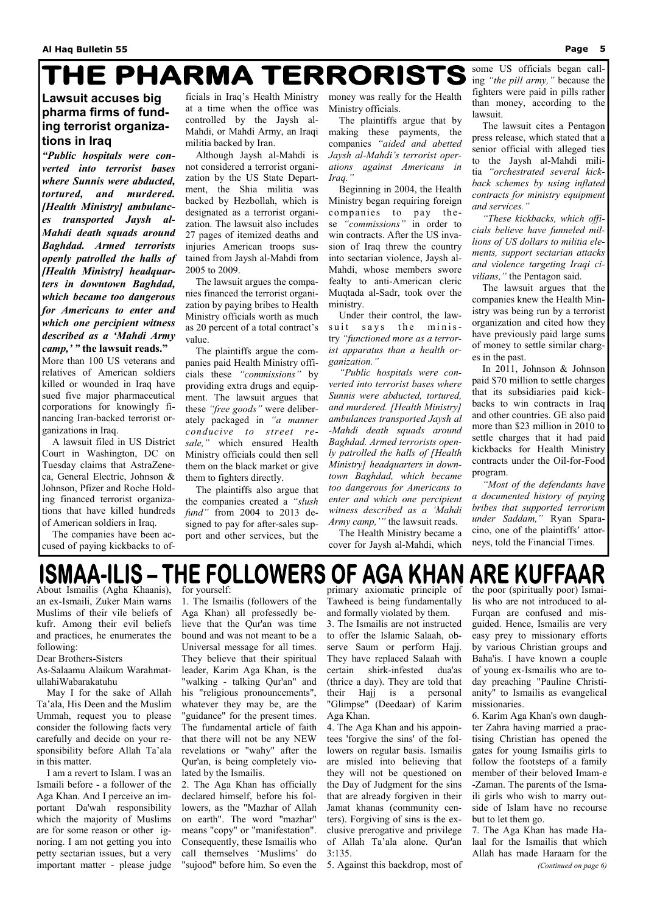# THE PHARMA TERRORISTS

## Lawsuit accuses big pharma firms of funding terrorist organizations in Iraq

***"Public hospitals were converted into terrorist bases where Sunnis were abducted, tortured, and murdered. [Health Ministry] ambulances transported Jaysh al-Mahdi death squads around Baghdad. Armed terrorists openly patrolled the halls of [Health Ministry] headquarters in downtown Baghdad, which became too dangerous for Americans to enter and which one percipient witness described as a 'Mahdi Army camp,' "* the lawsuit reads."**

More than 100 US veterans and relatives of American soldiers killed or wounded in Iraq have sued five major pharmaceutical corporations for knowingly financing Iran-backed terrorist organizations in Iraq.

A lawsuit filed in US District Court in Washington, DC on Tuesday claims that AstraZeneca, General Electric, Johnson & Johnson, Pfizer and Roche Holding financed terrorist organizations that have killed hundreds of American soldiers in Iraq.

The companies have been accused of paying kickbacks to officials in Iraq's Health Ministry at a time when the office was controlled by the Jaysh al-Mahdi, or Mahdi Army, an Iraqi militia backed by Iran.

Although Jaysh al-Mahdi is not considered a terrorist organization by the US State Department, the Shia militia was backed by Hezbollah, which is designated as a terrorist organization. The lawsuit also includes 27 pages of itemized deaths and injuries American troops sustained from Jaysh al-Mahdi from 2005 to 2009.

The lawsuit argues the companies financed the terrorist organization by paying bribes to Health Ministry officials worth as much as 20 percent of a total contract's value.

The plaintiffs argue the companies paid Health Ministry officials these *"commissions"* by providing extra drugs and equipment. The lawsuit argues that these *"free goods"* were deliberately packaged in *"a manner conducive to street resale,"* which ensured Health Ministry officials could then sell them on the black market or give them to fighters directly.

The plaintiffs also argue that the companies created a *"slush fund"* from 2004 to 2013 designed to pay for after-sales support and other services, but the money was really for the Health Ministry officials.

The plaintiffs argue that by making these payments, the companies *"aided and abetted Jaysh al-Mahdi's terrorist operations against Americans in Iraq."*

Beginning in 2004, the Health Ministry began requiring foreign companies to pay these *"commissions"* in order to win contracts. After the US invasion of Iraq threw the country into sectarian violence, Jaysh al-Mahdi, whose members swore fealty to anti-American cleric Muqtada al-Sadr, took over the ministry.

Under their control, the lawsuit says the ministry *"functioned more as a terrorist apparatus than a health organization."*

*"Public hospitals were converted into terrorist bases where Sunnis were abducted, tortured, and murdered. [Health Ministry] ambulances transported Jaysh al-Mahdi death squads around Baghdad. Armed terrorists openly patrolled the halls of [Health Ministry] headquarters in downtown Baghdad, which became too dangerous for Americans to enter and which one percipient witness described as a 'Mahdi Army camp,'"* the lawsuit reads.

The Health Ministry became a cover for Jaysh al-Mahdi, which some US officials began calling *"the pill army,"* because the fighters were paid in pills rather than money, according to the lawsuit.

The lawsuit cites a Pentagon press release, which stated that a senior official with alleged ties to the Jaysh al-Mahdi militia *"orchestrated several kickback schemes by using inflated contracts for ministry equipment and services."*

*"These kickbacks, which officials believe have funneled millions of US dollars to militia elements, support sectarian attacks and violence targeting Iraqi civilians,"* the Pentagon said.

The lawsuit argues that the companies knew the Health Ministry was being run by a terrorist organization and cited how they have previously paid large sums of money to settle similar charges in the past.

In 2011, Johnson & Johnson paid $70 million to settle charges that its subsidiaries paid kickbacks to win contracts in Iraq and other countries. GE also paid more than $23 million in 2010 to settle charges that it had paid kickbacks for Health Ministry contracts under the Oil-for-Food program.

*"Most of the defendants have a documented history of paying bribes that supported terrorism under Saddam,"* Ryan Sparacino, one of the plaintiffs' attorneys, told the Financial Times.

# ISMAA-ILIS – THE FOLLOWERS OF AGA KHAN ARE KUFFAAR

About Ismailis (Agha Khaanis), an ex-Ismaili, Zuker Main warns Muslims of their vile beliefs of kufr. Among their evil beliefs and practices, he enumerates the following:

Dear Brothers-Sisters

As-Salaamu Alaikum WarahmatullahiWabarakatuhu

May I for the sake of Allah Ta'ala, His Deen and the Muslim Ummah, request you to please consider the following facts very carefully and decide on your responsibility before Allah Ta'ala in this matter.

I am a revert to Islam. I was an Ismaili before - a follower of the Aga Khan. And I perceive an important Da'wah responsibility which the majority of Muslims are for some reason or other ignoring. I am not getting you into petty sectarian issues, but a very important matter - please judge for yourself:

1. The Ismailis (followers of the Aga Khan) all professedly believe that the Qur'an was time bound and was not meant to be a Universal message for all times. They believe that their spiritual leader, Karim Aga Khan, is the "walking - talking Qur'an" and his "religious pronouncements", whatever they may be, are the "guidance" for the present times. The fundamental article of faith that there will not be any NEW revelations or "wahy" after the Qur'an, is being completely violated by the Ismailis.

2. The Aga Khan has officially declared himself, before his followers, as the "Mazhar of Allah on earth". The word "mazhar" means "copy" or "manifestation". Consequently, these Ismailis who call themselves 'Muslims' do "sujood" before him. So even the primary axiomatic principle of Tawheed is being fundamentally and formally violated by them.

3. The Ismailis are not instructed to offer the Islamic Salaah, observe Saum or perform Hajj. They have replaced Salaah with certain shirk-infested dua'as (thrice a day). They are told that their Hajj is a personal "Glimpse" (Deedaar) of Karim Aga Khan.

4. The Aga Khan and his appointees 'forgive the sins' of the followers on regular basis. Ismailis are misled into believing that they will not be questioned on the Day of Judgment for the sins that are already forgiven in their Jamat khanas (community centers). Forgiving of sins is the exclusive prerogative and privilege of Allah Ta'ala alone. Qur'an 3:135.

5. Against this backdrop, most of the poor (spiritually poor) Ismailis who are not introduced to al-Furqan are confused and misguided. Hence, Ismailis are very easy prey to missionary efforts by various Christian groups and Baha'is. I have known a couple of young ex-Ismailis who are today preaching "Pauline Christianity" to Ismailis as evangelical missionaries.

6. Karim Aga Khan's own daughter Zahra having married a practising Christian has opened the gates for young Ismailis girls to follow the footsteps of a family member of their beloved Imam-e-Zaman. The parents of the Ismaili girls who wish to marry outside of Islam have no recourse but to let them go.

7. The Aga Khan has made Halaal for the Ismailis that which Allah has made Haraam for the

*(Continued on page 6)*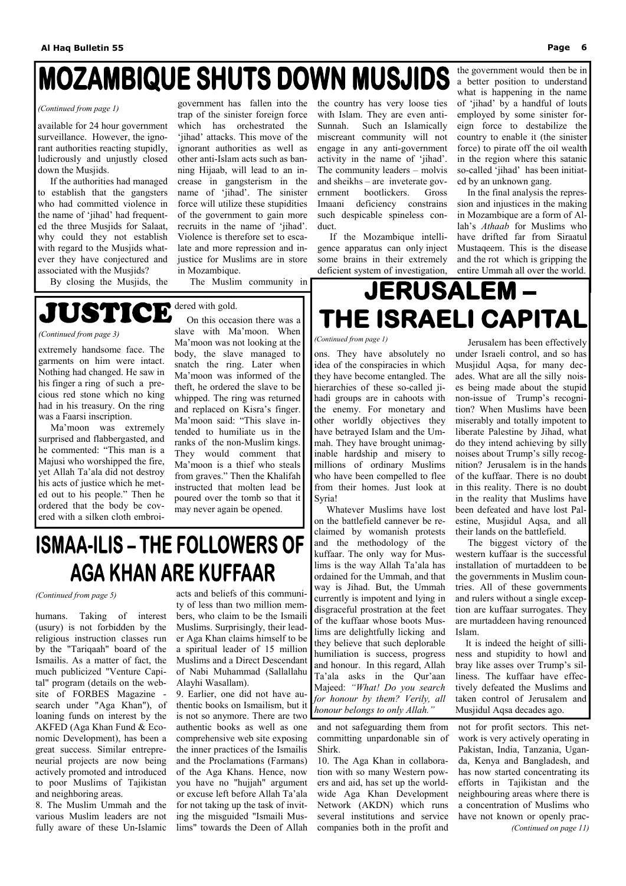# MOZAMBIQUE SHUTS DOWN MUSJIDS

*(Continued from page 1)*

available for 24 hour government surveillance. However, the ignorant authorities reacting stupidly, ludicrously and unjustly closed down the Musjids.

If the authorities had managed to establish that the gangsters who had committed violence in the name of 'jihad' had frequented the three Musjids for Salaat, why could they not establish with regard to the Musjids whatever they have conjectured and associated with the Musjids?

By closing the Musjids, the government has fallen into the trap of the sinister foreign force which has orchestrated the 'jihad' attacks. This move of the ignorant authorities as well as other anti-Islam acts such as banning Hijaab, will lead to an increase in gangsterism in the name of 'jihad'. The sinister force will utilize these stupidities of the government to gain more recruits in the name of 'jihad'. Violence is therefore set to escalate and more repression and injustice for Muslims are in store in Mozambique.

The Muslim community in the country has very loose ties with Islam. They are even anti-Sunnah. Such an Islamically miscreant community will not engage in any anti-government activity in the name of 'jihad'. The community leaders – molvis and sheikhs – are inveterate government bootlickers. Gross Imaani deficiency constrains such despicable spineless conduct.

If the Mozambique intelligence apparatus can only inject some brains in their extremely deficient system of investigation, the government would then be in a better position to understand what is happening in the name of 'jihad' by a handful of louts employed by some sinister foreign force to destabilize the country to enable it (the sinister force) to pirate off the oil wealth in the region where this satanic so-called 'jihad' has been initiated by an unknown gang.

In the final analysis the repression and injustices in the making in Mozambique are a form of Allah's *Athaab* for Muslims who have drifted far from Siraatul Mustaqeem. This is the disease and the rot which is gripping the entire Ummah all over the world.

# JUSTICE

*(Continued from page 3)*

extremely handsome face. The garments on him were intact. Nothing had changed. He saw in his finger a ring of such a precious red stone which no king had in his treasury. On the ring was a Faarsi inscription.

Ma'moon was extremely surprised and flabbergasted, and he commented: "This man is a Majusi who worshipped the fire, yet Allah Ta'ala did not destroy his acts of justice which he meted out to his people." Then he ordered that the body be covered with a silken cloth embroidered with gold.

On this occasion there was a slave with Ma'moon. When Ma'moon was not looking at the body, the slave managed to snatch the ring. Later when Ma'moon was informed of the theft, he ordered the slave to be whipped. The ring was returned and replaced on Kisra's finger. Ma'moon said: "This slave intended to humiliate us in the ranks of the non-Muslim kings. They would comment that Ma'moon is a thief who steals from graves." Then the Khalifah instructed that molten lead be poured over the tomb so that it may never again be opened.

# JERUSALEM – THE ISRAELI CAPITAL

*(Continued from page 1)*

ons. They have absolutely no idea of the conspiracies in which they have become entangled. The hierarchies of these so-called jihadi groups are in cahoots with the enemy. For monetary and other worldly objectives they have betrayed Islam and the Ummah. They have brought unimaginable hardship and misery to millions of ordinary Muslims who have been compelled to flee from their homes. Just look at Syria!

Whatever Muslims have lost on the battlefield cannever be reclaimed by womanish protests and the methodology of the kuffaar. The only way for Muslims is the way Allah Ta'ala has ordained for the Ummah, and that way is Jihad. But, the Ummah currently is impotent and lying in disgraceful prostration at the feet of the kuffaar whose boots Muslims are delightfully licking and they believe that such deplorable humiliation is success, progress and honour. In this regard, Allah Ta'ala asks in the Qur'aan Majeed: *"What! Do you search for honour by them? Verily, all honour belongs to only Allah."*

Jerusalem has been effectively under Israeli control, and so has Musjidul Aqsa, for many decades. What are all the silly noises being made about the stupid non-issue of Trump's recognition? When Muslims have been miserably and totally impotent to liberate Palestine by Jihad, what do they intend achieving by silly noises about Trump's silly recognition? Jerusalem is in the hands of the kuffaar. There is no doubt in this reality. There is no doubt in the reality that Muslims have been defeated and have lost Palestine, Musjidul Aqsa, and all their lands on the battlefield.

The biggest victory of the western kuffaar is the successful installation of murtaddeen to be the governments in Muslim countries. All of these governments and rulers without a single exception are kuffaar surrogates. They are murtaddeen having renounced Islam.

It is indeed the height of silliness and stupidity to howl and bray like asses over Trump's silliness. The kuffaar have effectively defeated the Muslims and taken control of Jerusalem and Musjidul Aqsa decades ago.

# ISMAA-ILIS – THE FOLLOWERS OF AGA KHAN ARE KUFFAAR

*(Continued from page 5)*

humans. Taking of interest (usury) is not forbidden by the religious instruction classes run by the "Tariqaah" board of the Ismailis. As a matter of fact, the much publicized "Venture Capital" program (details on the website of FORBES Magazine - search under "Aga Khan"), of loaning funds on interest by the AKFED (Aga Khan Fund & Economic Development), has been a great success. Similar entrepreneurial projects are now being actively promoted and introduced to poor Muslims of Tajikistan and neighboring areas.

8. The Muslim Ummah and the various Muslim leaders are not fully aware of these Un-Islamic acts and beliefs of this community of less than two million members, who claim to be the Ismaili Muslims. Surprisingly, their leader Aga Khan claims himself to be a spiritual leader of 15 million Muslims and a Direct Descendant of Nabi Muhammad (Sallallahu Alayhi Wasallam).

9. Earlier, one did not have authentic books on Ismailism, but it is not so anymore. There are two authentic books as well as one comprehensive web site exposing the inner practices of the Ismailis and the Proclamations (Farmans) of the Aga Khans. Hence, now you have no "hujjah" argument or excuse left before Allah Ta'ala for not taking up the task of inviting the misguided "Ismaili Muslims" towards the Deen of Allah and not safeguarding them from committing unpardonable sin of Shirk.

10. The Aga Khan in collaboration with so many Western powers and aid, has set up the worldwide Aga Khan Development Network (AKDN) which runs several institutions and service companies both in the profit and not for profit sectors. This network is very actively operating in Pakistan, India, Tanzania, Uganda, Kenya and Bangladesh, and has now started concentrating its efforts in Tajikistan and the neighbouring areas where there is a concentration of Muslims who have not known or openly prac-

*(Continued on page 11)*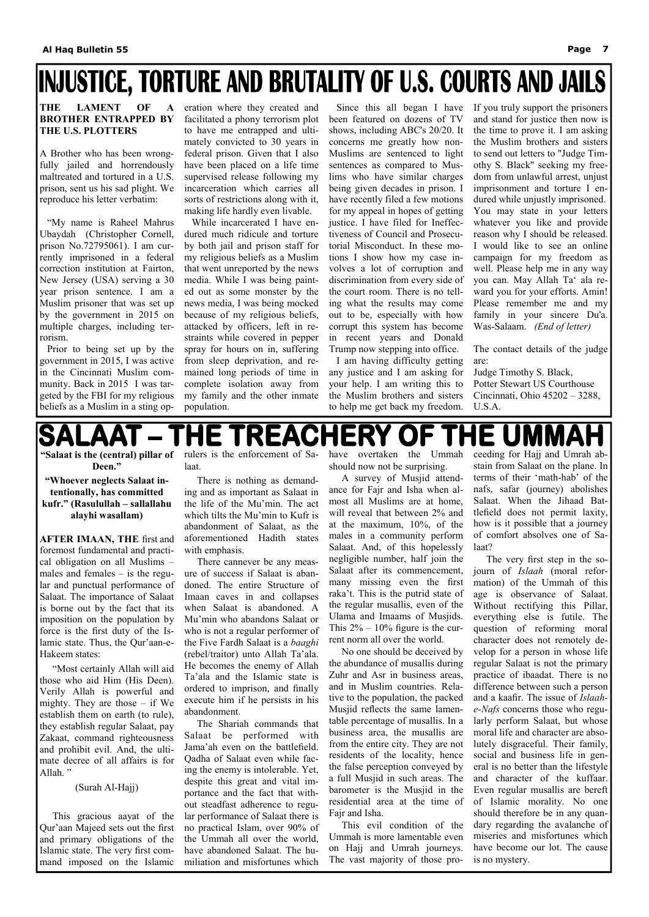# INJUSTICE, TORTURE AND BRUTALITY OF U.S. COURTS AND JAILS

**THE LAMENT OF A BROTHER ENTRAPPED BY THE U.S. PLOTTERS**

A Brother who has been wrongfully jailed and horrendously maltreated and tortured in a U.S. prison, sent us his sad plight. We reproduce his letter verbatim:

"My name is Raheel Mahrus Ubaydah (Christopher Cornell, prison No.72795061). I am currently imprisoned in a federal correction institution at Fairton, New Jersey (USA) serving a 30 year prison sentence. I am a Muslim prisoner that was set up by the government in 2015 on multiple charges, including terrorism.

Prior to being set up by the government in 2015, I was active in the Cincinnati Muslim community. Back in 2015 I was targeted by the FBI for my religious beliefs as a Muslim in a sting operation where they created and facilitated a phony terrorism plot to have me entrapped and ultimately convicted to 30 years in federal prison. Given that I also have been placed on a life time supervised release following my incarceration which carries all sorts of restrictions along with it, making life hardly even livable.

While incarcerated I have endured much ridicule and torture by both jail and prison staff for my religious beliefs as a Muslim that went unreported by the news media. While I was being painted out as some monster by the news media, I was being mocked because of my religious beliefs, attacked by officers, left in restraints while covered in pepper spray for hours on in, suffering from sleep deprivation, and remained long periods of time in complete isolation away from my family and the other inmate population.

Since this all began I have been featured on dozens of TV shows, including ABC's 20/20. It concerns me greatly how non-Muslims are sentenced to light sentences as compared to Muslims who have similar charges being given decades in prison. I have recently filed a few motions for my appeal in hopes of getting justice. I have filed for Ineffectiveness of Council and Prosecutorial Misconduct. In these motions I show how my case involves a lot of corruption and discrimination from every side of the court room. There is no telling what the results may come out to be, especially with how corrupt this system has become in recent years and Donald Trump now stepping into office.

I am having difficulty getting any justice and I am asking for your help. I am writing this to the Muslim brothers and sisters to help me get back my freedom. If you truly support the prisoners and stand for justice then now is the time to prove it. I am asking the Muslim brothers and sisters to send out letters to "Judge Timothy S. Black" seeking my freedom from unlawful arrest, unjust imprisonment and torture I endured while unjustly imprisoned. You may state in your letters whatever you like and provide reason why I should be released. I would like to see an online campaign for my freedom as well. Please help me in any way you can. May Allah Ta' ala reward you for your efforts. Amin! Please remember me and my family in your sincere Du'a. Was-Salaam. *(End of letter)*

The contact details of the judge are:

Judge Timothy S. Black,
Potter Stewart US Courthouse
Cincinnati, Ohio 45202 – 3288,
U.S.A.

# SALAAT – THE TREACHERY OF THE UMMAH

**"Salaat is the (central) pillar of Deen."**

**"Whoever neglects Salaat intentionally, has committed kufr." (Rasulullah – sallallahu alayhi wasallam)**

**AFTER IMAAN, THE** first and foremost fundamental and practical obligation on all Muslims – males and females – is the regular and punctual performance of Salaat. The importance of Salaat is borne out by the fact that its imposition on the population by force is the first duty of the Islamic state. Thus, the Qur'aan-e-Hakeem states:

"Most certainly Allah will aid those who aid Him (His Deen). Verily Allah is powerful and mighty. They are those – if We establish them on earth (to rule), they establish regular Salaat, pay Zakaat, command righteousness and prohibit evil. And, the ultimate decree of all affairs is for Allah. "

(Surah Al-Hajj)

This gracious aayat of the Qur'aan Majeed sets out the first and primary obligations of the Islamic state. The very first command imposed on the Islamic rulers is the enforcement of Salaat.

There is nothing as demanding and as important as Salaat in the life of the Mu'min. The act which tilts the Mu'min to Kufr is abandonment of Salaat, as the aforementioned Hadith states with emphasis.

There cannever be any measure of success if Salaat is abandoned. The entire Structure of Imaan caves in and collapses when Salaat is abandoned. A Mu'min who abandons Salaat or who is not a regular performer of the Five Fardh Salaat is a *baaghi* (rebel/traitor) unto Allah Ta'ala. He becomes the enemy of Allah Ta'ala and the Islamic state is ordered to imprison, and finally execute him if he persists in his abandonment.

The Shariah commands that Salaat be performed with Jama'ah even on the battlefield. Qadha of Salaat even while facing the enemy is intolerable. Yet, despite this great and vital importance and the fact that without steadfast adherence to regular performance of Salaat there is no practical Islam, over 90% of the Ummah all over the world, have abandoned Salaat. The humiliation and misfortunes which have overtaken the Ummah should now not be surprising.

A survey of Musjid attendance for Fajr and Isha when almost all Muslims are at home, will reveal that between 2% and at the maximum, 10%, of the males in a community perform Salaat. And, of this hopelessly negligible number, half join the Salaat after its commencement, many missing even the first raka't. This is the putrid state of the regular musallis, even of the Ulama and Imaams of Musjids. This 2% – 10% figure is the current norm all over the world.

No one should be deceived by the abundance of musallis during Zuhr and Asr in business areas, and in Muslim countries. Relative to the population, the packed Musjid reflects the same lamentable percentage of musallis. In a business area, the musallis are from the entire city. They are not residents of the locality, hence the false perception conveyed by a full Musjid in such areas. The barometer is the Musjid in the residential area at the time of Fajr and Isha.

This evil condition of the Ummah is more lamentable even on Hajj and Umrah journeys. The vast majority of those proceeding for Hajj and Umrah abstain from Salaat on the plane. In terms of their 'math-hab' of the nafs, safar (journey) abolishes Salaat. When the Jihaad Battlefield does not permit laxity, how is it possible that a journey of comfort absolves one of Salaat?

The very first step in the sojourn of *Islaah* (moral reformation) of the Ummah of this age is observance of Salaat. Without rectifying this Pillar, everything else is futile. The question of reforming moral character does not remotely develop for a person in whose life regular Salaat is not the primary practice of ibaadat. There is no difference between such a person and a kaafir. The issue of *Islaah-e-Nafs* concerns those who regularly perform Salaat, but whose moral life and character are absolutely disgraceful. Their family, social and business life in general is no better than the lifestyle and character of the kuffaar. Even regular musallis are bereft of Islamic morality. No one should therefore be in any quandary regarding the avalanche of miseries and misfortunes which have become our lot. The cause is no mystery.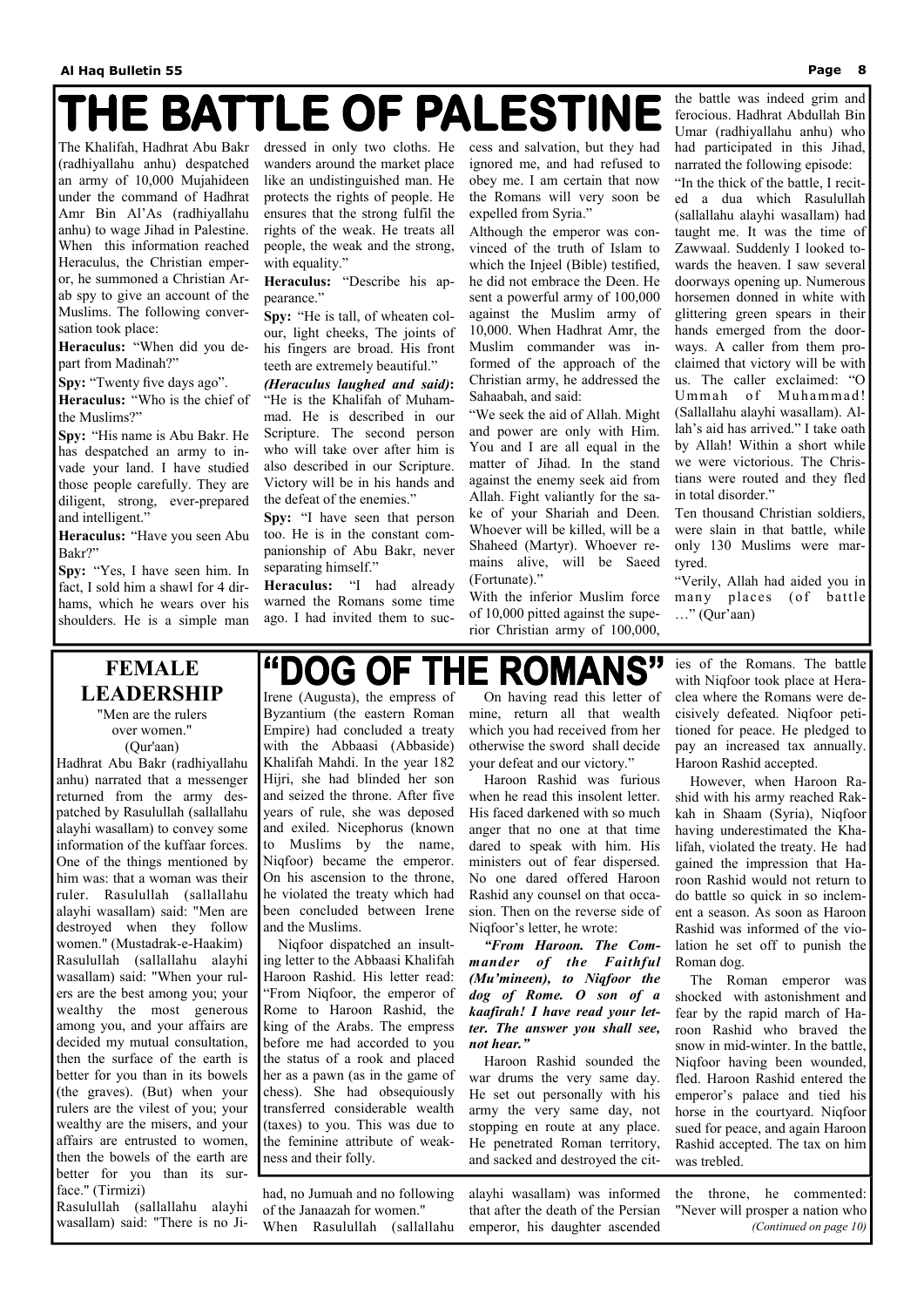# THE BATTLE OF PALESTINE

The Khalifah, Hadhrat Abu Bakr (radhiyallahu anhu) despatched an army of 10,000 Mujahideen under the command of Hadhrat Amr Bin Al'As (radhiyallahu anhu) to wage Jihad in Palestine. When this information reached Heraculus, the Christian emperor, he summoned a Christian Arab spy to give an account of the Muslims. The following conversation took place:

**Heraculus:** "When did you depart from Madinah?"

**Spy:** "Twenty five days ago".

**Heraculus:** "Who is the chief of the Muslims?"

**Spy:** "His name is Abu Bakr. He has despatched an army to invade your land. I have studied those people carefully. They are diligent, strong, ever-prepared and intelligent."

**Heraculus:** "Have you seen Abu Bakr?"

**Spy:** "Yes, I have seen him. In fact, I sold him a shawl for 4 dirhams, which he wears over his shoulders. He is a simple man dressed in only two cloths. He wanders around the market place like an undistinguished man. He protects the rights of people. He ensures that the strong fulfil the rights of the weak. He treats all people, the weak and the strong, with equality."

**Heraculus:** "Describe his appearance."

**Spy:** "He is tall, of wheaten colour, light cheeks, The joints of his fingers are broad. His front teeth are extremely beautiful."

***(Heraculus laughed and said)*:** "He is the Khalifah of Muhammad. He is described in our Scripture. The second person who will take over after him is also described in our Scripture. Victory will be in his hands and the defeat of the enemies."

**Spy:** "I have seen that person too. He is in the constant companionship of Abu Bakr, never separating himself."

**Heraculus:** "I had already warned the Romans some time ago. I had invited them to success and salvation, but they had ignored me, and had refused to obey me. I am certain that now the Romans will very soon be expelled from Syria."

Although the emperor was convinced of the truth of Islam to which the Injeel (Bible) testified, he did not embrace the Deen. He sent a powerful army of 100,000 against the Muslim army of 10,000. When Hadhrat Amr, the Muslim commander was informed of the approach of the Christian army, he addressed the Sahaabah, and said:

"We seek the aid of Allah. Might and power are only with Him. You and I are all equal in the matter of Jihad. In the stand against the enemy seek aid from Allah. Fight valiantly for the sake of your Shariah and Deen. Whoever will be killed, will be a Shaheed (Martyr). Whoever remains alive, will be Saeed (Fortunate)."

With the inferior Muslim force of 10,000 pitted against the superior Christian army of 100,000, the battle was indeed grim and ferocious. Hadhrat Abdullah Bin Umar (radhiyallahu anhu) who had participated in this Jihad, narrated the following episode:

"In the thick of the battle, I recited a dua which Rasulullah (sallallahu alayhi wasallam) had taught me. It was the time of Zawwaal. Suddenly I looked towards the heaven. I saw several doorways opening up. Numerous horsemen donned in white with glittering green spears in their hands emerged from the doorways. A caller from them proclaimed that victory will be with us. The caller exclaimed: "O Ummah of Muhammad! (Sallallahu alayhi wasallam). Allah's aid has arrived." I take oath by Allah! Within a short while we were victorious. The Christians were routed and they fled in total disorder."

Ten thousand Christian soldiers, were slain in that battle, while only 130 Muslims were martyred.

"Verily, Allah had aided you in many places (of battle ..." (Qur'aan)

# "DOG OF THE ROMANS"

Irene (Augusta), the empress of Byzantium (the eastern Roman Empire) had concluded a treaty with the Abbaasi (Abbaside) Khalifah Mahdi. In the year 182 Hijri, she had blinded her son and seized the throne. After five years of rule, she was deposed and exiled. Nicephorus (known to Muslims by the name, Niqfoor) became the emperor. On his ascension to the throne, he violated the treaty which had been concluded between Irene and the Muslims.

Niqfoor dispatched an insulting letter to the Abbaasi Khalifah Haroon Rashid. His letter read: "From Niqfoor, the emperor of Rome to Haroon Rashid, the king of the Arabs. The empress before me had accorded to you the status of a rook and placed her as a pawn (as in the game of chess). She had obsequiously transferred considerable wealth (taxes) to you. This was due to the feminine attribute of weakness and their folly.

On having read this letter of mine, return all that wealth which you had received from her otherwise the sword shall decide your defeat and our victory."

Haroon Rashid was furious when he read this insolent letter. His faced darkened with so much anger that no one at that time dared to speak with him. His ministers out of fear dispersed. No one dared offered Haroon Rashid any counsel on that occasion. Then on the reverse side of Niqfoor's letter, he wrote:

***"From Haroon. The Commander of the Faithful (Mu'mineen), to Niqfoor the dog of Rome. O son of a kaafirah! I have read your letter. The answer you shall see, not hear."***

Haroon Rashid sounded the war drums the very same day. He set out personally with his army the very same day, not stopping en route at any place. He penetrated Roman territory, and sacked and destroyed the cities of the Romans. The battle with Niqfoor took place at Heraclea where the Romans were decisively defeated. Niqfoor petitioned for peace. He pledged to pay an increased tax annually. Haroon Rashid accepted.

However, when Haroon Rashid with his army reached Rakkah in Shaam (Syria), Niqfoor having underestimated the Khalifah, violated the treaty. He had gained the impression that Haroon Rashid would not return to do battle so quick in so inclement a season. As soon as Haroon Rashid was informed of the violation he set off to punish the Roman dog.

The Roman emperor was shocked with astonishment and fear by the rapid march of Haroon Rashid who braved the snow in mid-winter. In the battle, Niqfoor having been wounded, fled. Haroon Rashid entered the emperor's palace and tied his horse in the courtyard. Niqfoor sued for peace, and again Haroon Rashid accepted. The tax on him was trebled.

# FEMALE LEADERSHIP

"Men are the rulers over women." (Qur'aan)

Hadhrat Abu Bakr (radhiyallahu anhu) narrated that a messenger returned from the army despatched by Rasulullah (sallallahu alayhi wasallam) to convey some information of the kuffaar forces. One of the things mentioned by him was: that a woman was their ruler. Rasulullah (sallallahu alayhi wasallam) said: "Men are destroyed when they follow women." (Mustadrak-e-Haakim)

Rasulullah (sallallahu alayhi wasallam) said: "When your rulers are the best among you; your wealthy the most generous among you, and your affairs are decided my mutual consultation, then the surface of the earth is better for you than in its bowels (the graves). (But) when your rulers are the vilest of you; your wealthy are the misers, and your affairs are entrusted to women, then the bowels of the earth are better for you than its surface." (Tirmizi)

Rasulullah (sallallahu alayhi wasallam) said: "There is no Jihad, no Jumuah and no following of the Janaazah for women."

When Rasulullah (sallallahu alayhi wasallam) was informed that after the death of the Persian emperor, his daughter ascended the throne, he commented: "Never will prosper a nation who

*(Continued on page 10)*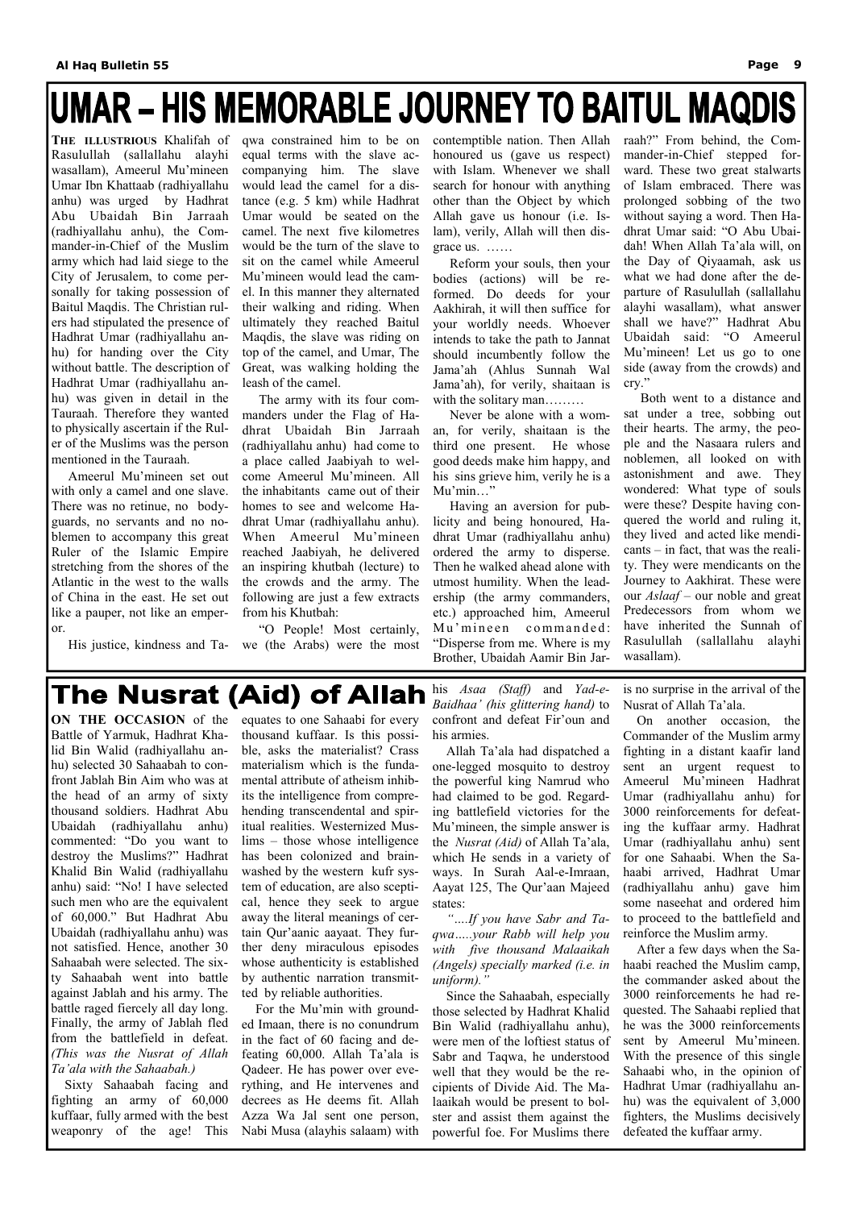# UMAR – HIS MEMORABLE JOURNEY TO BAITUL MAQDIS

**THE ILLUSTRIOUS** Khalifah of Rasulullah (sallallahu alayhi wasallam), Ameerul Mu'mineen Umar Ibn Khattaab (radhiyallahu anhu) was urged by Hadhrat Abu Ubaidah Bin Jarraah (radhiyallahu anhu), the Commander-in-Chief of the Muslim army which had laid siege to the City of Jerusalem, to come personally for taking possession of Baitul Maqdis. The Christian rulers had stipulated the presence of Hadhrat Umar (radhiyallahu anhu) for handing over the City without battle. The description of Hadhrat Umar (radhiyallahu anhu) was given in detail in the Tauraah. Therefore they wanted to physically ascertain if the Ruler of the Muslims was the person mentioned in the Tauraah.

Ameerul Mu'mineen set out with only a camel and one slave. There was no retinue, no bodyguards, no servants and no noblemen to accompany this great Ruler of the Islamic Empire stretching from the shores of the Atlantic in the west to the walls of China in the east. He set out like a pauper, not like an emperor.

His justice, kindness and Taqwa constrained him to be on equal terms with the slave accompanying him. The slave would lead the camel for a distance (e.g. 5 km) while Hadhrat Umar would be seated on the camel. The next five kilometres would be the turn of the slave to sit on the camel while Ameerul Mu'mineen would lead the camel. In this manner they alternated their walking and riding. When ultimately they reached Baitul Maqdis, the slave was riding on top of the camel, and Umar, The Great, was walking holding the leash of the camel.

The army with its four commanders under the Flag of Hadhrat Ubaidah Bin Jarraah (radhiyallahu anhu) had come to a place called Jaabiyah to welcome Ameerul Mu'mineen. All the inhabitants came out of their homes to see and welcome Hadhrat Umar (radhiyallahu anhu). When Ameerul Mu'mineen reached Jaabiyah, he delivered an inspiring khutbah (lecture) to the crowds and the army. The following are just a few extracts from his Khutbah:

"O People! Most certainly, we (the Arabs) were the most contemptible nation. Then Allah honoured us (gave us respect) with Islam. Whenever we shall search for honour with anything other than the Object by which Allah gave us honour (i.e. Islam), verily, Allah will then disgrace us. ……

Reform your souls, then your bodies (actions) will be reformed. Do deeds for your Aakhirah, it will then suffice for your worldly needs. Whoever intends to take the path to Jannat should incumbently follow the Jama'ah (Ahlus Sunnah Wal Jama'ah), for verily, shaitaan is with the solitary man………

Never be alone with a woman, for verily, shaitaan is the third one present. He whose good deeds make him happy, and his sins grieve him, verily he is a Mu'min…"

Having an aversion for publicity and being honoured, Hadhrat Umar (radhiyallahu anhu) ordered the army to disperse. Then he walked ahead alone with utmost humility. When the leadership (the army commanders, etc.) approached him, Ameerul Mu'mineen commanded: "Disperse from me. Where is my Brother, Ubaidah Aamir Bin Jarraah?" From behind, the Commander-in-Chief stepped forward. These two great stalwarts of Islam embraced. There was prolonged sobbing of the two without saying a word. Then Hadhrat Umar said: "O Abu Ubaidah! When Allah Ta'ala will, on the Day of Qiyaamah, ask us what we had done after the departure of Rasulullah (sallallahu alayhi wasallam), what answer shall we have?" Hadhrat Abu Ubaidah said: "O Ameerul Mu'mineen! Let us go to one side (away from the crowds) and cry."

Both went to a distance and sat under a tree, sobbing out their hearts. The army, the people and the Nasaara rulers and noblemen, all looked on with astonishment and awe. They wondered: What type of souls were these? Despite having conquered the world and ruling it, they lived and acted like mendicants – in fact, that was the reality. They were mendicants on the Journey to Aakhirat. These were our *Aslaaf* – our noble and great Predecessors from whom we have inherited the Sunnah of Rasulullah (sallallahu alayhi wasallam).

# The Nusrat (Aid) of Allah

**ON THE OCCASION** of the Battle of Yarmuk, Hadhrat Khalid Bin Walid (radhiyallahu anhu) selected 30 Sahaabah to confront Jablah Bin Aim who was at the head of an army of sixty thousand soldiers. Hadhrat Abu Ubaidah (radhiyallahu anhu) commented: "Do you want to destroy the Muslims?" Hadhrat Khalid Bin Walid (radhiyallahu anhu) said: "No! I have selected such men who are the equivalent of 60,000." But Hadhrat Abu Ubaidah (radhiyallahu anhu) was not satisfied. Hence, another 30 Sahaabah were selected. The sixty Sahaabah went into battle against Jablah and his army. The battle raged fiercely all day long. Finally, the army of Jablah fled from the battlefield in defeat. *(This was the Nusrat of Allah Ta'ala with the Sahaabah.)*

Sixty Sahaabah facing and fighting an army of 60,000 kuffaar, fully armed with the best weaponry of the age! This equates to one Sahaabi for every thousand kuffaar. Is this possible, asks the materialist? Crass materialism which is the fundamental attribute of atheism inhibits the intelligence from comprehending transcendental and spiritual realities. Westernized Muslims – those whose intelligence has been colonized and brainwashed by the western kufr system of education, are also sceptical, hence they seek to argue away the literal meanings of certain Qur'aanic aayaat. They further deny miraculous episodes whose authenticity is established by authentic narration transmitted by reliable authorities.

For the Mu'min with grounded Imaan, there is no conundrum in the fact of 60 facing and defeating 60,000. Allah Ta'ala is Qadeer. He has power over everything, and He intervenes and decrees as He deems fit. Allah Azza Wa Jal sent one person, Nabi Musa (alayhis salaam) with his *Asaa (Staff)* and *Yad-e-Baidhaa' (his glittering hand)* to confront and defeat Fir'oun and his armies.

Allah Ta'ala had dispatched a one-legged mosquito to destroy the powerful king Namrud who had claimed to be god. Regarding battlefield victories for the Mu'mineen, the simple answer is the *Nusrat (Aid)* of Allah Ta'ala, which He sends in a variety of ways. In Surah Aal-e-Imraan, Aayat 125, The Qur'aan Majeed states:

*"….If you have Sabr and Taqwa…..your Rabb will help you with five thousand Malaaikah (Angels) specially marked (i.e. in uniform)."*

Since the Sahaabah, especially those selected by Hadhrat Khalid Bin Walid (radhiyallahu anhu), were men of the loftiest status of Sabr and Taqwa, he understood well that they would be the recipients of Divide Aid. The Malaaikah would be present to bolster and assist them against the powerful foe. For Muslims there is no surprise in the arrival of the Nusrat of Allah Ta'ala.

On another occasion, the Commander of the Muslim army fighting in a distant kaafir land sent an urgent request to Ameerul Mu'mineen Hadhrat Umar (radhiyallahu anhu) for 3000 reinforcements for defeating the kuffaar army. Hadhrat Umar (radhiyallahu anhu) sent for one Sahaabi. When the Sahaabi arrived, Hadhrat Umar (radhiyallahu anhu) gave him some naseehat and ordered him to proceed to the battlefield and reinforce the Muslim army.

After a few days when the Sahaabi reached the Muslim camp, the commander asked about the 3000 reinforcements he had requested. The Sahaabi replied that he was the 3000 reinforcements sent by Ameerul Mu'mineen. With the presence of this single Sahaabi who, in the opinion of Hadhrat Umar (radhiyallahu anhu) was the equivalent of 3,000 fighters, the Muslims decisively defeated the kuffaar army.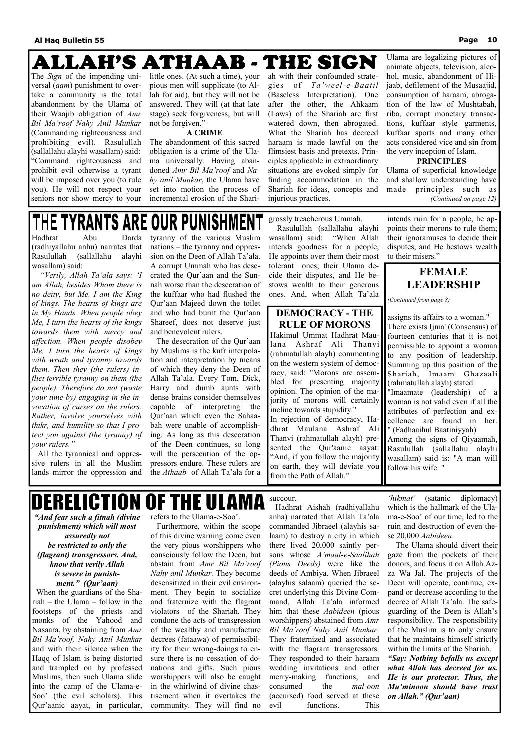# ALLAH'S ATHAAB - THE SIGN

The *Sign* of the impending universal (*aam*) punishment to overtake a community is the total abandonment by the Ulama of their Waajib obligation of *Amr Bil Ma'roof Nahy Anil Munkar* (Commanding righteousness and prohibiting evil). Rasulullah (sallallahu alayhi wasallam) said: "Command righteousness and prohibit evil otherwise a tyrant will be imposed over you (to rule you). He will not respect your seniors nor show mercy to your little ones. (At such a time), your pious men will supplicate (to Allah for aid), but they will not be answered. They will (at that late stage) seek forgiveness, but will not be forgiven."

**A CRIME**

The abandonment of this sacred obligation is a crime of the Ulama universally. Having abandoned *Amr Bil Ma'roof* and *Nahy anil Munkar*, the Ulama have set into motion the process of incremental erosion of the Shariah with their confounded strategies of *Ta'weel-e-Baatil* (Baseless Interpretation). One after the other, the Ahkaam (Laws) of the Shariah are first watered down, then abrogated. What the Shariah has decreed haraam is made lawful on the flimsiest basis and pretexts. Principles applicable in extraordinary situations are evoked simply for finding accommodation in the Shariah for ideas, concepts and injurious practices. Ulama are legalizing pictures of animate objects, television, alcohol, music, abandonment of Hijaab, defilement of the Musaajid, consumption of haraam, abrogation of the law of Mushtabah, riba, corrupt monetary transactions, kuffaar style garments, kuffaar sports and many other acts considered vice and sin from the very inception of Islam.

**PRINCIPLES**

Ulama of superficial knowledge and shallow understanding have made principles such as

*(Continued on page 12)*

# THE TYRANTS ARE OUR PUNISHMENT

Hadhrat Abu Darda (radhiyallahu anhu) narrates that Rasulullah (sallallahu alayhi wasallam) said:

*"Verily, Allah Ta'ala says: 'I am Allah, besides Whom there is no deity, but Me. I am the King of kings. The hearts of kings are in My Hands. When people obey Me, I turn the hearts of the kings towards them with mercy and affection. When people disobey Me, I turn the hearts of kings with wrath and tyranny towards them. Then they (the rulers) inflict terrible tyranny on them (the people). Therefore do not (waste your time by) engaging in the invocation of curses on the rulers. Rather, involve yourselves with thikr, and humility so that I protect you against (the tyranny) of your rulers."*

All the tyrannical and oppressive rulers in all the Muslim lands mirror the oppression and tyranny of the various Muslim nations – the tyranny and oppression on the Deen of Allah Ta'ala. A corrupt Ummah who has desecrated the Qur'aan and the Sunnah worse than the desecration of the kuffaar who had flushed the Qur'aan Majeed down the toilet and who had burnt the Qur'aan Shareef, does not deserve just and benevolent rulers.

The desecration of the Qur'aan by Muslims is the kufr interpolation and interpretation by means of which they deny the Deen of Allah Ta'ala. Every Tom, Dick, Harry and dumb aunts with dense brains consider themselves capable of interpreting the Qur'aan which even the Sahaabah were unable of accomplishing. As long as this desecration of the Deen continues, so long will the persecution of the oppressors endure. These rulers are the *Athaab* of Allah Ta'ala for a grossly treacherous Ummah.

Rasulullah (sallallahu alayhi wasallam) said: "When Allah intends goodness for a people, He appoints over them their most tolerant ones; their Ulama decide their disputes, and He bestows wealth to their generous ones. And, when Allah Ta'ala intends ruin for a people, he appoints their morons to rule them; their ignoramuses to decide their disputes, and He bestows wealth to their misers."

## DEMOCRACY - THE RULE OF MORONS

Hakimul Ummat Hadhrat Maulana Ashraf Ali Thanvi (rahmatullah alayh) commenting on the western system of democracy, said: "Morons are assembled for presenting majority opinion. The opinion of the majority of morons will certainly incline towards stupidity."

In rejection of democracy, Hadhrat Maulana Ashraf Ali Thanvi (rahmatullah alayh) presented the Qur'aanic aayat: "And, if you follow the majority on earth, they will deviate you from the Path of Allah."

## FEMALE LEADERSHIP

*(Continued from page 8)*

assigns its affairs to a woman."

There exists Ijma' (Consensus) of fourteen centuries that it is not permissible to appoint a woman to any position of leadership. Summing up this position of the Shariah, Imaam Ghazaali (rahmatullah alayh) stated:

"Imaamate (leadership) of a woman is not valid even if all the attributes of perfection and excellence are found in her. " (Fadhaaihul Baatiniyyah)

Among the signs of Qiyaamah, Rasulullah (sallallahu alayhi wasallam) said is: "A man will follow his wife. "

# DERELICTION OF THE ULAMA

***"And fear such a fitnah (divine punishment) which will most assuredly not be restricted to only the (flagrant) transgressors. And, know that verily Allah is severe in punishment." (Qur'aan)***

When the guardians of the Shariah – the Ulama – follow in the footsteps of the priests and monks of the Yahood and Nasaara, by abstaining from *Amr Bil Ma'roof, Nahy Anil Munkar* and with their silence when the Haqq of Islam is being distorted and trampled on by professed Muslims, then such Ulama slide into the camp of the Ulama-e-Soo' (the evil scholars). This Qur'aanic aayat, in particular, refers to the Ulama-e-Soo'.

Furthermore, within the scope of this divine warning come even the very pious worshippers who consciously follow the Deen, but abstain from *Amr Bil Ma'roof Nahy anil Munkar.* They become desensitized in their evil environment. They begin to socialize and fraternize with the flagrant violators of the Shariah. They condone the acts of transgression of the wealthy and manufacture decrees (fataawa) of permissibility for their wrong-doings to ensure there is no cessation of donations and gifts. Such pious worshippers will also be caught in the whirlwind of divine chastisement when it overtakes the community. They will find no succour.

Hadhrat Aishah (radhiyallahu anha) narrated that Allah Ta'ala commanded Jibraeel (alayhis salaam) to destroy a city in which there lived 20,000 saintly persons whose *A'maal-e-Saalihah (Pious Deeds)* were like the deeds of Ambiya. When Jibraeel (alayhis salaam) queried the secret underlying this Divine Command, Allah Ta'ala informed him that these *Aabideen* (pious worshippers) abstained from *Amr Bil Ma'roof Nahy Anil Munkar.* They fraternized and associated with the flagrant transgressors. They responded to their haraam wedding invitations and other merry-making functions, and consumed the *mal-oon* (accursed) food served at these evil functions. This *'hikmat'* (satanic diplomacy) which is the hallmark of the Ulama-e-Soo' of our time, led to the ruin and destruction of even these 20,000 *Aabideen*.

The Ulama should divert their gaze from the pockets of their donors, and focus it on Allah Azza Wa Jal. The projects of the Deen will operate, continue, expand or decrease according to the decree of Allah Ta'ala. The safeguarding of the Deen is Allah's responsibility. The responsibility of the Muslim is to only ensure that he maintains himself strictly within the limits of the Shariah.

***"Say: Nothing befalls us except what Allah has decreed for us. He is our protector. Thus, the Mu'minoon should have trust on Allah." (Qur'aan)***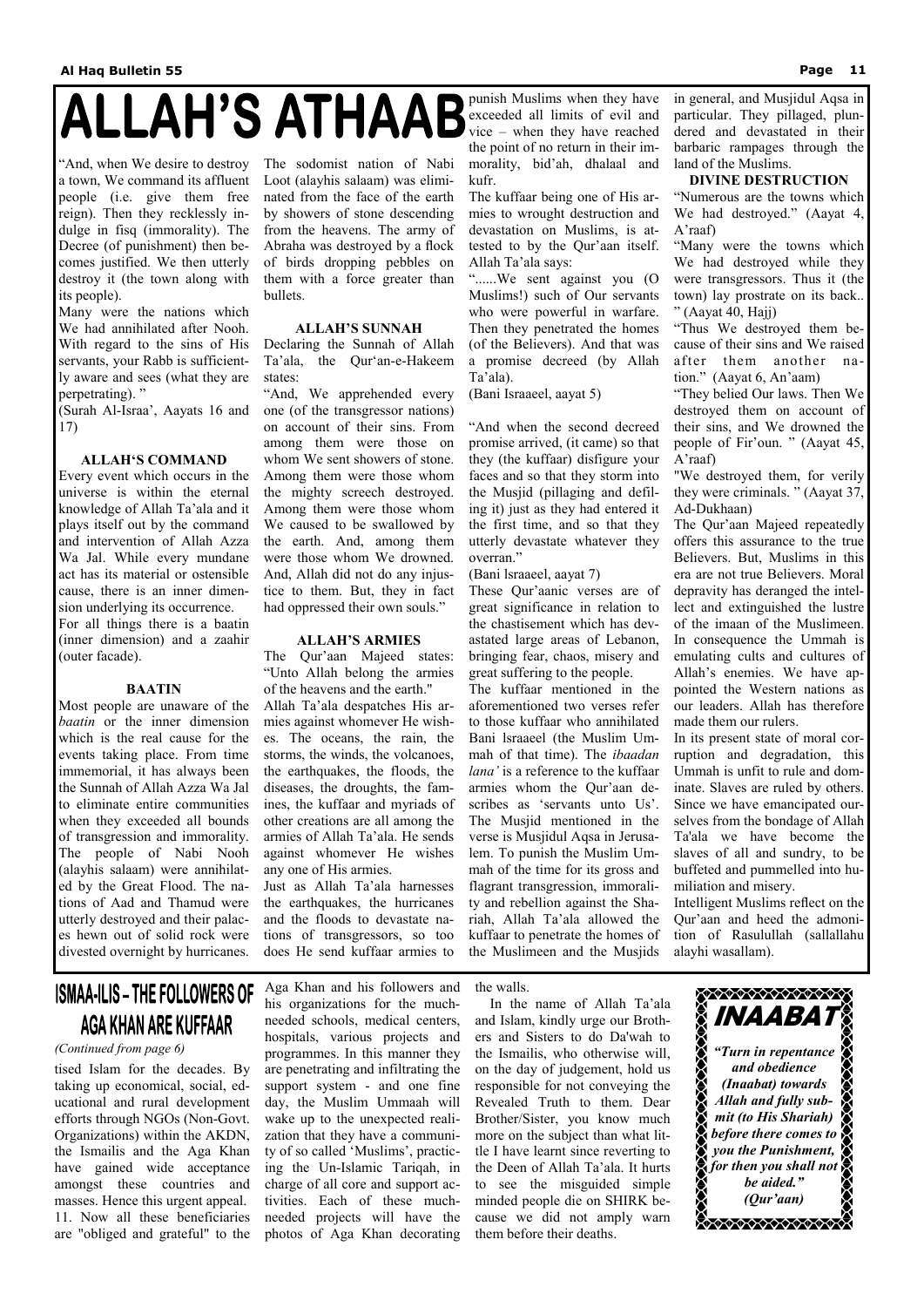# ALLAH'S ATHAAB

"And, when We desire to destroy a town, We command its affluent people (i.e. give them free reign). Then they recklessly indulge in fisq (immorality). The Decree (of punishment) then becomes justified. We then utterly destroy it (the town along with its people).

Many were the nations which We had annihilated after Nooh. With regard to the sins of His servants, your Rabb is sufficiently aware and sees (what they are perpetrating). "

(Surah Al-Israa', Aayats 16 and 17)

### ALLAH'S COMMAND

Every event which occurs in the universe is within the eternal knowledge of Allah Ta'ala and it plays itself out by the command and intervention of Allah Azza Wa Jal. While every mundane act has its material or ostensible cause, there is an inner dimension underlying its occurrence.

For all things there is a baatin (inner dimension) and a zaahir (outer facade).

### BAATIN

Most people are unaware of the *baatin* or the inner dimension which is the real cause for the events taking place. From time immemorial, it has always been the Sunnah of Allah Azza Wa Jal to eliminate entire communities when they exceeded all bounds of transgression and immorality. The people of Nabi Nooh (alayhis salaam) were annihilated by the Great Flood. The nations of Aad and Thamud were utterly destroyed and their palaces hewn out of solid rock were divested overnight by hurricanes. The sodomist nation of Nabi Loot (alayhis salaam) was eliminated from the face of the earth by showers of stone descending from the heavens. The army of Abraha was destroyed by a flock of birds dropping pebbles on them with a force greater than bullets.

### ALLAH'S SUNNAH

Declaring the Sunnah of Allah Ta'ala, the Qur'an-e-Hakeem states:

"And, We apprehended every one (of the transgressor nations) on account of their sins. From among them were those on whom We sent showers of stone. Among them were those whom the mighty screech destroyed. Among them were those whom We caused to be swallowed by the earth. And, among them were those whom We drowned. And, Allah did not do any injustice to them. But, they in fact had oppressed their own souls."

### ALLAH'S ARMIES

The Qur'aan Majeed states: "Unto Allah belong the armies of the heavens and the earth."

Allah Ta'ala despatches His armies against whomever He wishes. The oceans, the rain, the storms, the winds, the volcanoes, the earthquakes, the floods, the diseases, the droughts, the famines, the kuffaar and myriads of other creations are all among the armies of Allah Ta'ala. He sends against whomever He wishes any one of His armies.

Just as Allah Ta'ala harnesses the earthquakes, the hurricanes and the floods to devastate nations of transgressors, so too does He send kuffaar armies to punish Muslims when they have exceeded all limits of evil and vice – when they have reached the point of no return in their immorality, bid'ah, dhalaal and kufr.

The kuffaar being one of His armies to wrought destruction and devastation on Muslims, is attested to by the Qur'aan itself. Allah Ta'ala says:

"......We sent against you (O Muslims!) such of Our servants who were powerful in warfare. Then they penetrated the homes (of the Believers). And that was a promise decreed (by Allah Ta'ala).

(Bani Israaeel, aayat 5)

"And when the second decreed promise arrived, (it came) so that they (the kuffaar) disfigure your faces and so that they storm into the Musjid (pillaging and defiling it) just as they had entered it the first time, and so that they utterly devastate whatever they overran."

(Bani Israaeel, aayat 7)

These Qur'aanic verses are of great significance in relation to the chastisement which has devastated large areas of Lebanon, bringing fear, chaos, misery and great suffering to the people.

The kuffaar mentioned in the aforementioned two verses refer to those kuffaar who annihilated Bani Israaeel (the Muslim Ummah of that time). The *ibaadan lana'* is a reference to the kuffaar armies whom the Qur'aan describes as 'servants unto Us'. The Musjid mentioned in the verse is Musjidul Aqsa in Jerusalem. To punish the Muslim Ummah of the time for its gross and flagrant transgression, immorality and rebellion against the Shariah, Allah Ta'ala allowed the kuffaar to penetrate the homes of the Muslimeen and the Musjids in general, and Musjidul Aqsa in particular. They pillaged, plundered and devastated in their barbaric rampages through the land of the Muslims.

### DIVINE DESTRUCTION

"Numerous are the towns which We had destroyed." (Aayat 4, A'raaf)

"Many were the towns which We had destroyed while they were transgressors. Thus it (the town) lay prostrate on its back.. " (Aayat 40, Hajj)

"Thus We destroyed them because of their sins and We raised after them another nation." (Aayat 6, An'aam)

"They belied Our laws. Then We destroyed them on account of their sins, and We drowned the people of Fir'oun. " (Aayat 45, A'raaf)

"We destroyed them, for verily they were criminals. " (Aayat 37, Ad-Dukhaan)

The Qur'aan Majeed repeatedly offers this assurance to the true Believers. But, Muslims in this era are not true Believers. Moral depravity has deranged the intellect and extinguished the lustre of the imaan of the Muslimeen. In consequence the Ummah is emulating cults and cultures of Allah's enemies. We have appointed the Western nations as our leaders. Allah has therefore made them our rulers.

In its present state of moral corruption and degradation, this Ummah is unfit to rule and dominate. Slaves are ruled by others. Since we have emancipated ourselves from the bondage of Allah Ta'ala we have become the slaves of all and sundry, to be buffeted and pummelled into humiliation and misery.

Intelligent Muslims reflect on the Qur'aan and heed the admonition of Rasulullah (sallallahu alayhi wasallam).

# ISMAA-ILIS – THE FOLLOWERS OF AGA KHAN ARE KUFFAAR

*(Continued from page 6)*

tised Islam for the decades. By taking up economical, social, educational and rural development efforts through NGOs (Non-Govt. Organizations) within the AKDN, the Ismailis and the Aga Khan have gained wide acceptance amongst these countries and masses. Hence this urgent appeal.

11. Now all these beneficiaries are "obliged and grateful" to the Aga Khan and his followers and his organizations for the much-needed schools, medical centers, hospitals, various projects and programmes. In this manner they are penetrating and infiltrating the support system - and one fine day, the Muslim Ummaah will wake up to the unexpected realization that they have a community of so called 'Muslims', practicing the Un-Islamic Tariqah, in charge of all core and support activities. Each of these much-needed projects will have the photos of Aga Khan decorating the walls.

In the name of Allah Ta'ala and Islam, kindly urge our Brothers and Sisters to do Da'wah to the Ismailis, who otherwise will, on the day of judgement, hold us responsible for not conveying the Revealed Truth to them. Dear Brother/Sister, you know much more on the subject than what little I have learnt since reverting to the Deen of Allah Ta'ala. It hurts to see the misguided simple minded people die on SHIRK because we did not amply warn them before their deaths.

## INAABAT

***"Turn in repentance and obedience (Inaabat) towards Allah and fully submit (to His Shariah) before there comes to you the Punishment, for then you shall not be aided." (Qur'aan)***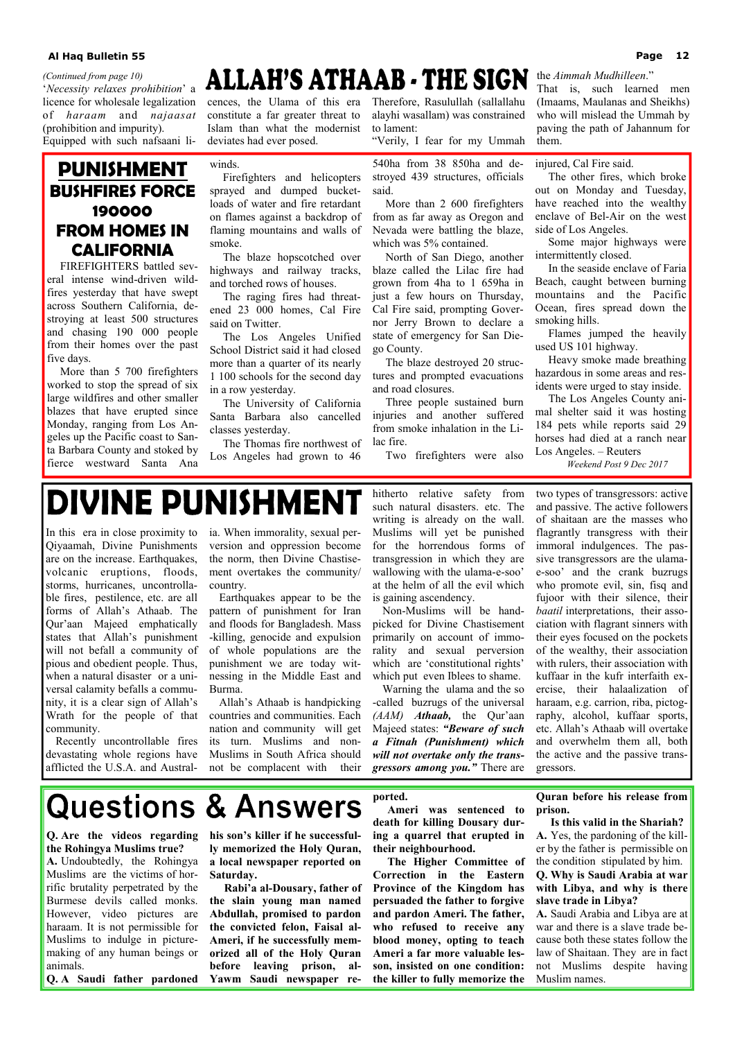*(Continued from page 10)*

'*Necessity relaxes prohibition*' a licence for wholesale legalization of *haraam* and *najaasat* (prohibition and impurity). Equipped with such nafsaani licences, the Ulama of this era constitute a far greater threat to Islam than what the modernist deviates had ever posed.

Therefore, Rasulullah (sallallahu alayhi wasallam) was constrained to lament:

"Verily, I fear for my Ummah the *Aimmah Mudhilleen*."

That is, such learned men (Imaams, Maulanas and Sheikhs) who will mislead the Ummah by paving the path of Jahannum for them.

# ALLAH'S ATHAAB - THE SIGN

## PUNISHMENT BUSHFIRES FORCE 190000 FROM HOMES IN CALIFORNIA

FIREFIGHTERS battled several intense wind-driven wildfires yesterday that have swept across Southern California, destroying at least 500 structures and chasing 190 000 people from their homes over the past five days.

More than 5 700 firefighters worked to stop the spread of six large wildfires and other smaller blazes that have erupted since Monday, ranging from Los Angeles up the Pacific coast to Santa Barbara County and stoked by fierce westward Santa Ana winds.

Firefighters and helicopters sprayed and dumped bucket-loads of water and fire retardant on flames against a backdrop of flaming mountains and walls of smoke.

The blaze hopscotched over highways and railway tracks, and torched rows of houses.

The raging fires had threatened 23 000 homes, Cal Fire said on Twitter.

The Los Angeles Unified School District said it had closed more than a quarter of its nearly 1 100 schools for the second day in a row yesterday.

The University of California Santa Barbara also cancelled classes yesterday.

The Thomas fire northwest of Los Angeles had grown to 46 540ha from 38 850ha and destroyed 439 structures, officials said.

More than 2 600 firefighters from as far away as Oregon and Nevada were battling the blaze, which was 5% contained.

North of San Diego, another blaze called the Lilac fire had grown from 4ha to 1 659ha in just a few hours on Thursday, Cal Fire said, prompting Governor Jerry Brown to declare a state of emergency for San Diego County.

The blaze destroyed 20 structures and prompted evacuations and road closures.

Three people sustained burn injuries and another suffered from smoke inhalation in the Lilac fire.

Two firefighters were also injured, Cal Fire said.

The other fires, which broke out on Monday and Tuesday, have reached into the wealthy enclave of Bel-Air on the west side of Los Angeles.

Some major highways were intermittently closed.

In the seaside enclave of Faria Beach, caught between burning mountains and the Pacific Ocean, fires spread down the smoking hills.

Flames jumped the heavily used US 101 highway.

Heavy smoke made breathing hazardous in some areas and residents were urged to stay inside.

The Los Angeles County animal shelter said it was hosting 184 pets while reports said 29 horses had died at a ranch near Los Angeles. – Reuters

*Weekend Post 9 Dec 2017*

# DIVINE PUNISHMENT

In this era in close proximity to Qiyaamah, Divine Punishments are on the increase. Earthquakes, volcanic eruptions, floods, storms, hurricanes, uncontrollable fires, pestilence, etc. are all forms of Allah's Athaab. The Qur'aan Majeed emphatically states that Allah's punishment will not befall a community of pious and obedient people. Thus, when a natural disaster or a universal calamity befalls a community, it is a clear sign of Allah's Wrath for the people of that community.

Recently uncontrollable fires devastating whole regions have afflicted the U.S.A. and Australia. When immorality, sexual perversion and oppression become the norm, then Divine Chastisement overtakes the community/country.

Earthquakes appear to be the pattern of punishment for Iran and floods for Bangladesh. Mass-killing, genocide and expulsion of whole populations are the punishment we are today witnessing in the Middle East and Burma.

Allah's Athaab is handpicking countries and communities. Each nation and community will get its turn. Muslims and non-Muslims in South Africa should not be complacent with their hitherto relative safety from such natural disasters. etc. The writing is already on the wall. Muslims will yet be punished for the horrendous forms of transgression in which they are wallowing with the ulama-e-soo' at the helm of all the evil which is gaining ascendency.

Non-Muslims will be handpicked for Divine Chastisement primarily on account of immorality and sexual perversion which are 'constitutional rights' which put even Iblees to shame.

Warning the ulama and the so-called buzrugs of the universal *(AAM)* ***Athaab,*** the Qur'aan Majeed states: ***"Beware of such a Fitnah (Punishment) which will not overtake only the transgressors among you."*** There are two types of transgressors: active and passive. The active followers of shaitaan are the masses who flagrantly transgress with their immoral indulgences. The passive transgressors are the ulama-e-soo' and the crank buzrugs who promote evil, sin, fisq and fujoor with their silence, their *baatil* interpretations, their association with flagrant sinners with their eyes focused on the pockets of the wealthy, their association with rulers, their association with kuffaar in the kufr interfaith exercise, their halaalization of haraam, e.g. carrion, riba, pictography, alcohol, kuffaar sports, etc. Allah's Athaab will overtake and overwhelm them all, both the active and the passive transgressors.

# Questions & Answers

**Q. Are the videos regarding the Rohingya Muslims true?**

**A.** Undoubtedly, the Rohingya Muslims are the victims of horrific brutality perpetrated by the Burmese devils called monks. However, video pictures are haraam. It is not permissible for Muslims to indulge in picture-making of any human beings or animals.

**Q. A Saudi father pardoned his son's killer if he successfully memorized the Holy Quran, a local newspaper reported on Saturday.**

**Rabi'a al-Dousary, father of the slain young man named Abdullah, promised to pardon the convicted felon, Faisal al-Ameri, if he successfully memorized all of the Holy Quran before leaving prison, al-Yawm Saudi newspaper reported.**

**Ameri was sentenced to death for killing Dousary during a quarrel that erupted in their neighbourhood.**

**The Higher Committee of Correction in the Eastern Province of the Kingdom has persuaded the father to forgive and pardon Ameri. The father, who refused to receive any blood money, opting to teach Ameri a far more valuable lesson, insisted on one condition: the killer to fully memorize the Quran before his release from prison.**

**Is this valid in the Shariah?**

**A.** Yes, the pardoning of the killer by the father is permissible on the condition stipulated by him.

**Q. Why is Saudi Arabia at war with Libya, and why is there slave trade in Libya?**

**A.** Saudi Arabia and Libya are at war and there is a slave trade because both these states follow the law of Shaitaan. They are in fact not Muslims despite having Muslim names.